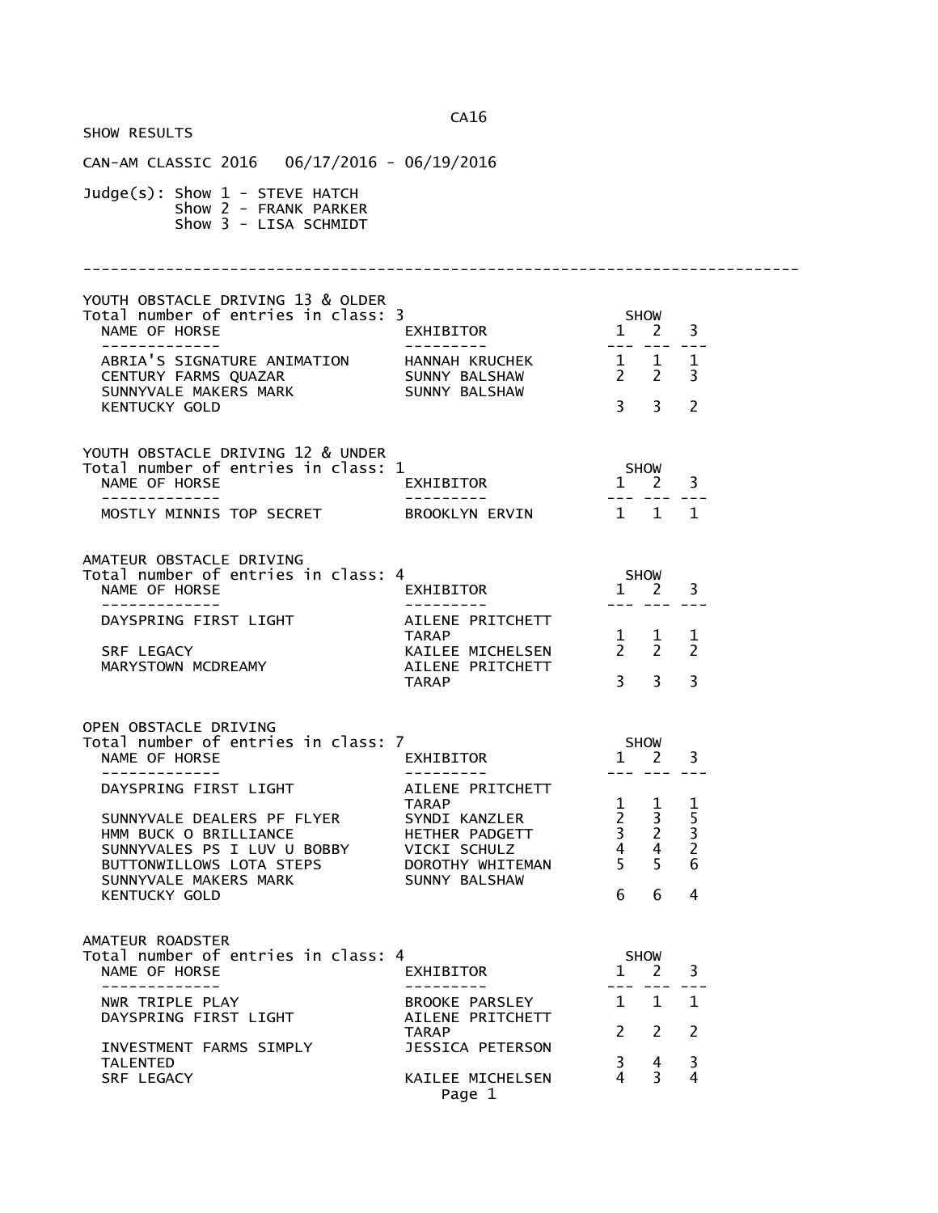CA16

SHOW RESULTS

CAN-AM CLASSIC 2016   06/17/2016 - 06/19/2016

Judge(s): Show 1 - STEVE HATCH
Show 2 - FRANK PARKER
Show 3 - LISA SCHMIDT

---

## YOUTH OBSTACLE DRIVING 13 & OLDER

Total number of entries in class: 3

| NAME OF HORSE | EXHIBITOR | SHOW 1 | SHOW 2 | SHOW 3 |
|---|---|---|---|---|
| ABRIA'S SIGNATURE ANIMATION | HANNAH KRUCHEK | 1 | 1 | 1 |
| CENTURY FARMS QUAZAR | SUNNY BALSHAW | 2 | 2 | 3 |
| SUNNYVALE MAKERS MARK KENTUCKY GOLD | SUNNY BALSHAW | 3 | 3 | 2 |

## YOUTH OBSTACLE DRIVING 12 & UNDER

Total number of entries in class: 1

| NAME OF HORSE | EXHIBITOR | SHOW 1 | SHOW 2 | SHOW 3 |
|---|---|---|---|---|
| MOSTLY MINNIS TOP SECRET | BROOKLYN ERVIN | 1 | 1 | 1 |

## AMATEUR OBSTACLE DRIVING

Total number of entries in class: 4

| NAME OF HORSE | EXHIBITOR | SHOW 1 | SHOW 2 | SHOW 3 |
|---|---|---|---|---|
| DAYSPRING FIRST LIGHT | AILENE PRITCHETT TARAP | 1 | 1 | 1 |
| SRF LEGACY | KAILEE MICHELSEN | 2 | 2 | 2 |
| MARYSTOWN MCDREAMY | AILENE PRITCHETT TARAP | 3 | 3 | 3 |

## OPEN OBSTACLE DRIVING

Total number of entries in class: 7

| NAME OF HORSE | EXHIBITOR | SHOW 1 | SHOW 2 | SHOW 3 |
|---|---|---|---|---|
| DAYSPRING FIRST LIGHT | AILENE PRITCHETT TARAP | 1 | 1 | 1 |
| SUNNYVALE DEALERS PF FLYER | SYNDI KANZLER | 2 | 3 | 5 |
| HMM BUCK O BRILLIANCE | HETHER PADGETT | 3 | 2 | 3 |
| SUNNYVALES PS I LUV U BOBBY | VICKI SCHULZ | 4 | 4 | 2 |
| BUTTONWILLOWS LOTA STEPS | DOROTHY WHITEMAN | 5 | 5 | 6 |
| SUNNYVALE MAKERS MARK KENTUCKY GOLD | SUNNY BALSHAW | 6 | 6 | 4 |

## AMATEUR ROADSTER

Total number of entries in class: 4

| NAME OF HORSE | EXHIBITOR | SHOW 1 | SHOW 2 | SHOW 3 |
|---|---|---|---|---|
| NWR TRIPLE PLAY | BROOKE PARSLEY | 1 | 1 | 1 |
| DAYSPRING FIRST LIGHT | AILENE PRITCHETT TARAP | 2 | 2 | 2 |
| INVESTMENT FARMS SIMPLY TALENTED | JESSICA PETERSON | 3 | 4 | 3 |
| SRF LEGACY | KAILEE MICHELSEN | 4 | 3 | 4 |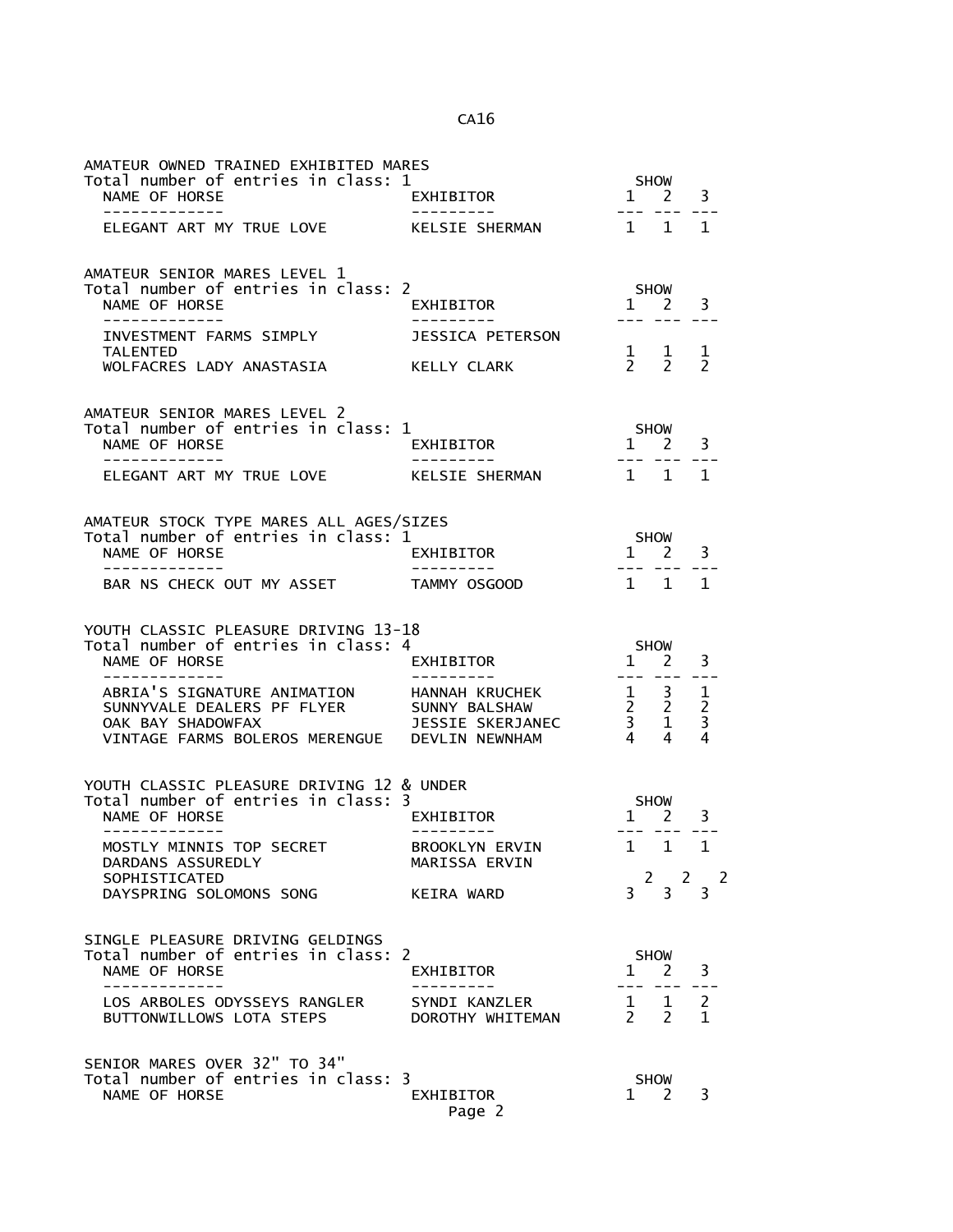CA16

AMATEUR OWNED TRAINED EXHIBITED MARES

Total number of entries in class: 1

| NAME OF HORSE | EXHIBITOR | SHOW 1 | 2 | 3 |
|---|---|---|---|---|
| ELEGANT ART MY TRUE LOVE | KELSIE SHERMAN | 1 | 1 | 1 |

AMATEUR SENIOR MARES LEVEL 1

Total number of entries in class: 2

| NAME OF HORSE | EXHIBITOR | SHOW 1 | 2 | 3 |
|---|---|---|---|---|
| INVESTMENT FARMS SIMPLY TALENTED | JESSICA PETERSON | 1 | 1 | 1 |
| WOLFACRES LADY ANASTASIA | KELLY CLARK | 2 | 2 | 2 |

AMATEUR SENIOR MARES LEVEL 2

Total number of entries in class: 1

| NAME OF HORSE | EXHIBITOR | SHOW 1 | 2 | 3 |
|---|---|---|---|---|
| ELEGANT ART MY TRUE LOVE | KELSIE SHERMAN | 1 | 1 | 1 |

AMATEUR STOCK TYPE MARES ALL AGES/SIZES

Total number of entries in class: 1

| NAME OF HORSE | EXHIBITOR | SHOW 1 | 2 | 3 |
|---|---|---|---|---|
| BAR NS CHECK OUT MY ASSET | TAMMY OSGOOD | 1 | 1 | 1 |

YOUTH CLASSIC PLEASURE DRIVING 13-18

Total number of entries in class: 4

| NAME OF HORSE | EXHIBITOR | SHOW 1 | 2 | 3 |
|---|---|---|---|---|
| ABRIA'S SIGNATURE ANIMATION | HANNAH KRUCHEK | 1 | 3 | 1 |
| SUNNYVALE DEALERS PF FLYER | SUNNY BALSHAW | 2 | 2 | 2 |
| OAK BAY SHADOWFAX | JESSIE SKERJANEC | 3 | 1 | 3 |
| VINTAGE FARMS BOLEROS MERENGUE | DEVLIN NEWNHAM | 4 | 4 | 4 |

YOUTH CLASSIC PLEASURE DRIVING 12 & UNDER

Total number of entries in class: 3

| NAME OF HORSE | EXHIBITOR | SHOW 1 | 2 | 3 |
|---|---|---|---|---|
| MOSTLY MINNIS TOP SECRET | BROOKLYN ERVIN | 1 | 1 | 1 |
| DARDANS ASSUREDLY SOPHISTICATED | MARISSA ERVIN | 2 | 2 | 2 |
| DAYSPRING SOLOMONS SONG | KEIRA WARD | 3 | 3 | 3 |

SINGLE PLEASURE DRIVING GELDINGS

Total number of entries in class: 2

| NAME OF HORSE | EXHIBITOR | SHOW 1 | 2 | 3 |
|---|---|---|---|---|
| LOS ARBOLES ODYSSEYS RANGLER | SYNDI KANZLER | 1 | 1 | 2 |
| BUTTONWILLOWS LOTA STEPS | DOROTHY WHITEMAN | 2 | 2 | 1 |

SENIOR MARES OVER 32" TO 34"

Total number of entries in class: 3

| NAME OF HORSE | EXHIBITOR | SHOW 1 | 2 | 3 |
|---|---|---|---|---|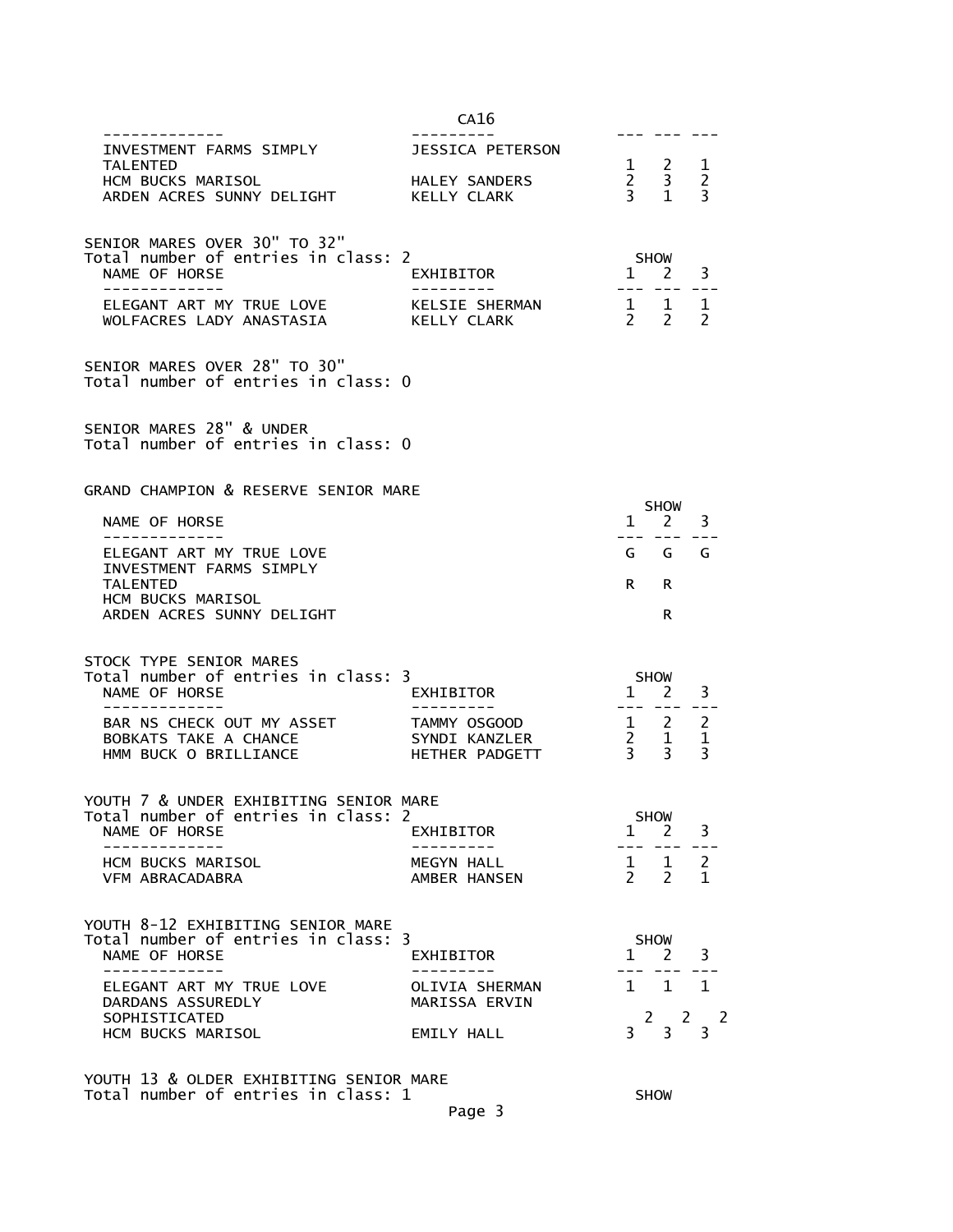CA16

| | | | | |
|---|---|---|---|---|
| INVESTMENT FARMS SIMPLY TALENTED | JESSICA PETERSON | 1 | 2 | 1 |
| HCM BUCKS MARISOL | HALEY SANDERS | 2 | 3 | 2 |
| ARDEN ACRES SUNNY DELIGHT | KELLY CLARK | 3 | 1 | 3 |

SENIOR MARES OVER 30" TO 32"
Total number of entries in class: 2

| NAME OF HORSE | EXHIBITOR | SHOW 1 | 2 | 3 |
|---|---|---|---|---|
| ELEGANT ART MY TRUE LOVE | KELSIE SHERMAN | 1 | 1 | 1 |
| WOLFACRES LADY ANASTASIA | KELLY CLARK | 2 | 2 | 2 |

SENIOR MARES OVER 28" TO 30"
Total number of entries in class: 0

SENIOR MARES 28" & UNDER
Total number of entries in class: 0

GRAND CHAMPION & RESERVE SENIOR MARE

| NAME OF HORSE | SHOW 1 | 2 | 3 |
|---|---|---|---|
| ELEGANT ART MY TRUE LOVE | G | G | G |
| INVESTMENT FARMS SIMPLY TALENTED | R | R | |
| HCM BUCKS MARISOL | | | |
| ARDEN ACRES SUNNY DELIGHT | | R | |

STOCK TYPE SENIOR MARES
Total number of entries in class: 3

| NAME OF HORSE | EXHIBITOR | SHOW 1 | 2 | 3 |
|---|---|---|---|---|
| BAR NS CHECK OUT MY ASSET | TAMMY OSGOOD | 1 | 2 | 2 |
| BOBKATS TAKE A CHANCE | SYNDI KANZLER | 2 | 1 | 1 |
| HMM BUCK O BRILLIANCE | HETHER PADGETT | 3 | 3 | 3 |

YOUTH 7 & UNDER EXHIBITING SENIOR MARE
Total number of entries in class: 2

| NAME OF HORSE | EXHIBITOR | SHOW 1 | 2 | 3 |
|---|---|---|---|---|
| HCM BUCKS MARISOL | MEGYN HALL | 1 | 1 | 2 |
| VFM ABRACADABRA | AMBER HANSEN | 2 | 2 | 1 |

YOUTH 8-12 EXHIBITING SENIOR MARE
Total number of entries in class: 3

| NAME OF HORSE | EXHIBITOR | SHOW 1 | 2 | 3 |
|---|---|---|---|---|
| ELEGANT ART MY TRUE LOVE | OLIVIA SHERMAN | 1 | 1 | 1 |
| DARDANS ASSUREDLY SOPHISTICATED | MARISSA ERVIN | 2 | 2 | 2 |
| HCM BUCKS MARISOL | EMILY HALL | 3 | 3 | 3 |

YOUTH 13 & OLDER EXHIBITING SENIOR MARE
Total number of entries in class: 1

SHOW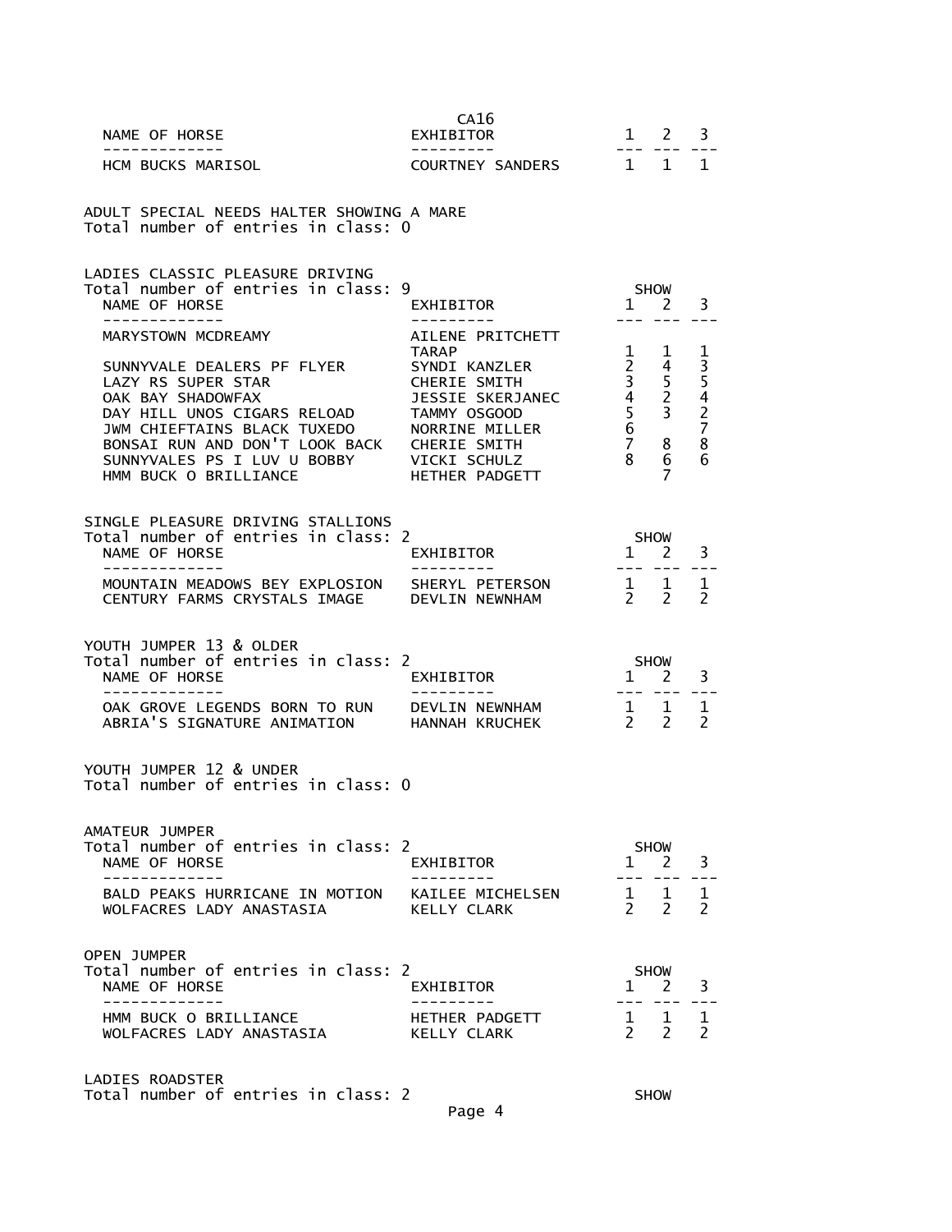| NAME OF HORSE | CA16 EXHIBITOR | 1 | 2 | 3 |
|---|---|---|---|---|
| HCM BUCKS MARISOL | COURTNEY SANDERS | 1 | 1 | 1 |

ADULT SPECIAL NEEDS HALTER SHOWING A MARE
Total number of entries in class: 0

LADIES CLASSIC PLEASURE DRIVING
Total number of entries in class: 9

| NAME OF HORSE | EXHIBITOR | SHOW 1 | 2 | 3 |
|---|---|---|---|---|
| MARYSTOWN MCDREAMY | AILENE PRITCHETT TARAP | 1 | 1 | 1 |
| SUNNYVALE DEALERS PF FLYER | SYNDI KANZLER | 2 | 4 | 3 |
| LAZY RS SUPER STAR | CHERIE SMITH | 3 | 5 | 5 |
| OAK BAY SHADOWFAX | JESSIE SKERJANEC | 4 | 2 | 4 |
| DAY HILL UNOS CIGARS RELOAD | TAMMY OSGOOD | 5 | 3 | 2 |
| JWM CHIEFTAINS BLACK TUXEDO | NORRINE MILLER | 6 | | 7 |
| BONSAI RUN AND DON'T LOOK BACK | CHERIE SMITH | 7 | 8 | 8 |
| SUNNYVALES PS I LUV U BOBBY | VICKI SCHULZ | 8 | 6 | 6 |
| HMM BUCK O BRILLIANCE | HETHER PADGETT | | 7 | |

SINGLE PLEASURE DRIVING STALLIONS
Total number of entries in class: 2

| NAME OF HORSE | EXHIBITOR | SHOW 1 | 2 | 3 |
|---|---|---|---|---|
| MOUNTAIN MEADOWS BEY EXPLOSION | SHERYL PETERSON | 1 | 1 | 1 |
| CENTURY FARMS CRYSTALS IMAGE | DEVLIN NEWNHAM | 2 | 2 | 2 |

YOUTH JUMPER 13 & OLDER
Total number of entries in class: 2

| NAME OF HORSE | EXHIBITOR | SHOW 1 | 2 | 3 |
|---|---|---|---|---|
| OAK GROVE LEGENDS BORN TO RUN | DEVLIN NEWNHAM | 1 | 1 | 1 |
| ABRIA'S SIGNATURE ANIMATION | HANNAH KRUCHEK | 2 | 2 | 2 |

YOUTH JUMPER 12 & UNDER
Total number of entries in class: 0

AMATEUR JUMPER
Total number of entries in class: 2

| NAME OF HORSE | EXHIBITOR | SHOW 1 | 2 | 3 |
|---|---|---|---|---|
| BALD PEAKS HURRICANE IN MOTION | KAILEE MICHELSEN | 1 | 1 | 1 |
| WOLFACRES LADY ANASTASIA | KELLY CLARK | 2 | 2 | 2 |

OPEN JUMPER
Total number of entries in class: 2

| NAME OF HORSE | EXHIBITOR | SHOW 1 | 2 | 3 |
|---|---|---|---|---|
| HMM BUCK O BRILLIANCE | HETHER PADGETT | 1 | 1 | 1 |
| WOLFACRES LADY ANASTASIA | KELLY CLARK | 2 | 2 | 2 |

LADIES ROADSTER
Total number of entries in class: 2 SHOW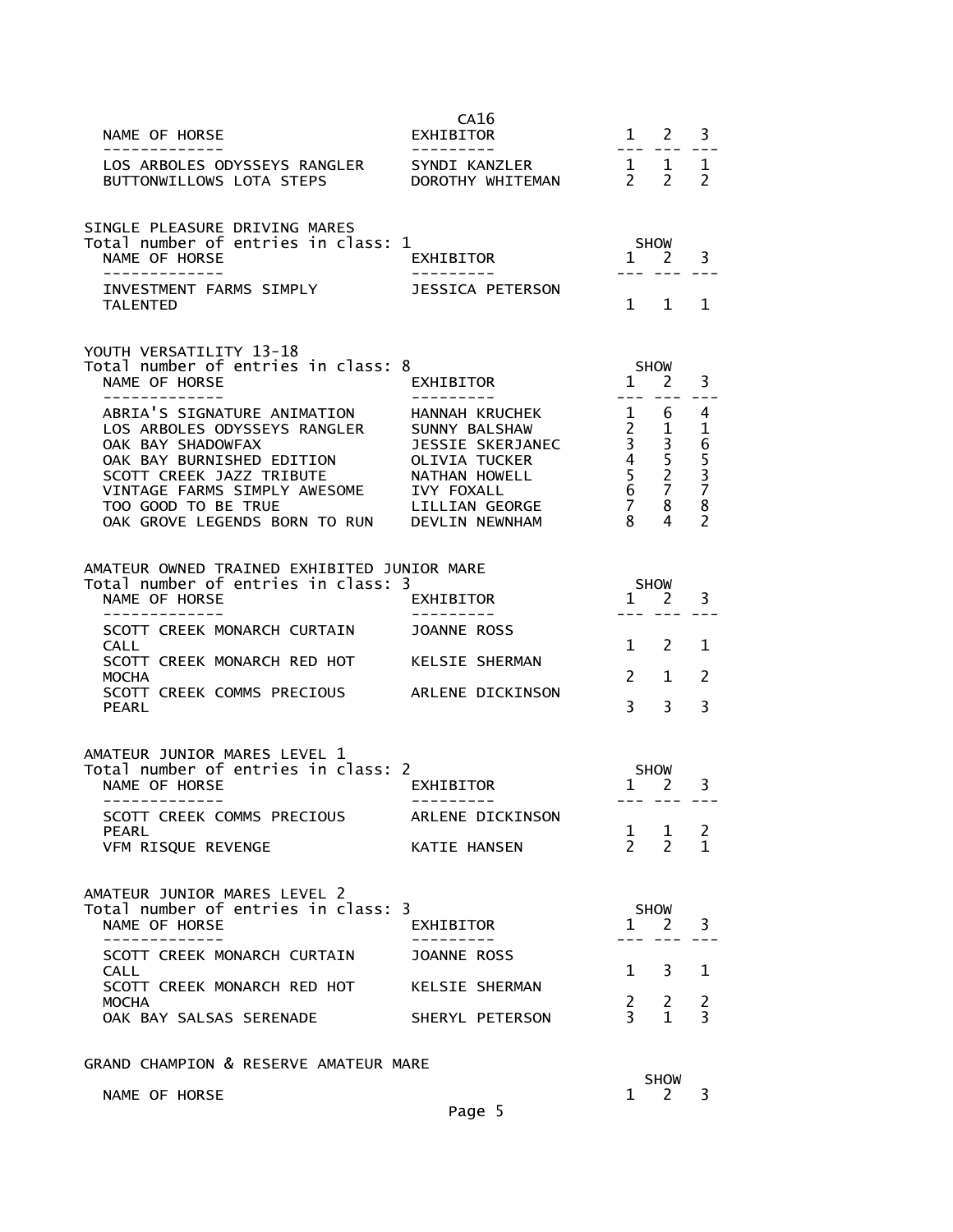| NAME OF HORSE | CA16 EXHIBITOR | 1 | 2 | 3 |
|---|---|---|---|---|
| LOS ARBOLES ODYSSEYS RANGLER | SYNDI KANZLER | 1 | 1 | 1 |
| BUTTONWILLOWS LOTA STEPS | DOROTHY WHITEMAN | 2 | 2 | 2 |

SINGLE PLEASURE DRIVING MARES
Total number of entries in class: 1

| NAME OF HORSE | EXHIBITOR | SHOW 1 | 2 | 3 |
|---|---|---|---|---|
| INVESTMENT FARMS SIMPLY TALENTED | JESSICA PETERSON | 1 | 1 | 1 |

YOUTH VERSATILITY 13-18
Total number of entries in class: 8

| NAME OF HORSE | EXHIBITOR | SHOW 1 | 2 | 3 |
|---|---|---|---|---|
| ABRIA'S SIGNATURE ANIMATION | HANNAH KRUCHEK | 1 | 6 | 4 |
| LOS ARBOLES ODYSSEYS RANGLER | SUNNY BALSHAW | 2 | 1 | 1 |
| OAK BAY SHADOWFAX | JESSIE SKERJANEC | 3 | 3 | 6 |
| OAK BAY BURNISHED EDITION | OLIVIA TUCKER | 4 | 5 | 5 |
| SCOTT CREEK JAZZ TRIBUTE | NATHAN HOWELL | 5 | 2 | 3 |
| VINTAGE FARMS SIMPLY AWESOME | IVY FOXALL | 6 | 7 | 7 |
| TOO GOOD TO BE TRUE | LILLIAN GEORGE | 7 | 8 | 8 |
| OAK GROVE LEGENDS BORN TO RUN | DEVLIN NEWNHAM | 8 | 4 | 2 |

AMATEUR OWNED TRAINED EXHIBITED JUNIOR MARE
Total number of entries in class: 3

| NAME OF HORSE | EXHIBITOR | SHOW 1 | 2 | 3 |
|---|---|---|---|---|
| SCOTT CREEK MONARCH CURTAIN CALL | JOANNE ROSS | 1 | 2 | 1 |
| SCOTT CREEK MONARCH RED HOT MOCHA | KELSIE SHERMAN | 2 | 1 | 2 |
| SCOTT CREEK COMMS PRECIOUS PEARL | ARLENE DICKINSON | 3 | 3 | 3 |

AMATEUR JUNIOR MARES LEVEL 1
Total number of entries in class: 2

| NAME OF HORSE | EXHIBITOR | SHOW 1 | 2 | 3 |
|---|---|---|---|---|
| SCOTT CREEK COMMS PRECIOUS PEARL | ARLENE DICKINSON | 1 | 1 | 2 |
| VFM RISQUE REVENGE | KATIE HANSEN | 2 | 2 | 1 |

AMATEUR JUNIOR MARES LEVEL 2
Total number of entries in class: 3

| NAME OF HORSE | EXHIBITOR | SHOW 1 | 2 | 3 |
|---|---|---|---|---|
| SCOTT CREEK MONARCH CURTAIN CALL | JOANNE ROSS | 1 | 3 | 1 |
| SCOTT CREEK MONARCH RED HOT MOCHA | KELSIE SHERMAN | 2 | 2 | 2 |
| OAK BAY SALSAS SERENADE | SHERYL PETERSON | 3 | 1 | 3 |

GRAND CHAMPION & RESERVE AMATEUR MARE

| NAME OF HORSE | SHOW 1 | 2 | 3 |
|---|---|---|---|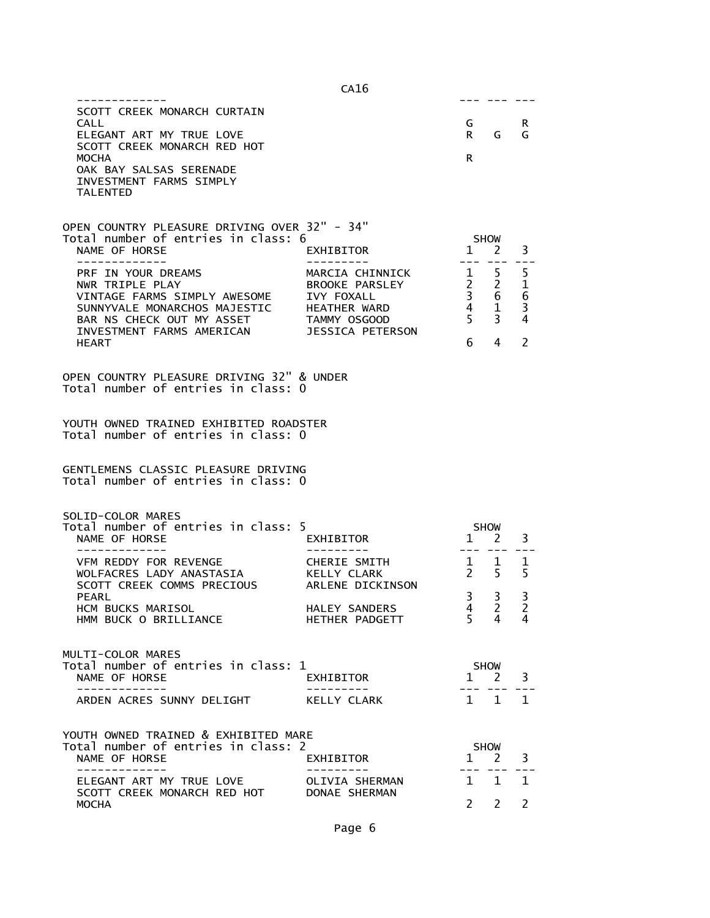| | 1 | 2 | 3 |
|---|---|---|---|
| SCOTT CREEK MONARCH CURTAIN CALL | G | | R |
| ELEGANT ART MY TRUE LOVE | R | G | G |
| SCOTT CREEK MONARCH RED HOT MOCHA | R | | |
| OAK BAY SALSAS SERENADE | | | |
| INVESTMENT FARMS SIMPLY TALENTED | | | |

OPEN COUNTRY PLEASURE DRIVING OVER 32" - 34"
Total number of entries in class: 6

| NAME OF HORSE | EXHIBITOR | SHOW 1 | 2 | 3 |
|---|---|---|---|---|
| PRF IN YOUR DREAMS | MARCIA CHINNICK | 1 | 5 | 5 |
| NWR TRIPLE PLAY | BROOKE PARSLEY | 2 | 2 | 1 |
| VINTAGE FARMS SIMPLY AWESOME | IVY FOXALL | 3 | 6 | 6 |
| SUNNYVALE MONARCHOS MAJESTIC | HEATHER WARD | 4 | 1 | 3 |
| BAR NS CHECK OUT MY ASSET | TAMMY OSGOOD | 5 | 3 | 4 |
| INVESTMENT FARMS AMERICAN HEART | JESSICA PETERSON | 6 | 4 | 2 |

OPEN COUNTRY PLEASURE DRIVING 32" & UNDER
Total number of entries in class: 0

YOUTH OWNED TRAINED EXHIBITED ROADSTER
Total number of entries in class: 0

GENTLEMENS CLASSIC PLEASURE DRIVING
Total number of entries in class: 0

SOLID-COLOR MARES
Total number of entries in class: 5

| NAME OF HORSE | EXHIBITOR | SHOW 1 | 2 | 3 |
|---|---|---|---|---|
| VFM REDDY FOR REVENGE | CHERIE SMITH | 1 | 1 | 1 |
| WOLFACRES LADY ANASTASIA | KELLY CLARK | 2 | 5 | 5 |
| SCOTT CREEK COMMS PRECIOUS PEARL | ARLENE DICKINSON | 3 | 3 | 3 |
| HCM BUCKS MARISOL | HALEY SANDERS | 4 | 2 | 2 |
| HMM BUCK O BRILLIANCE | HETHER PADGETT | 5 | 4 | 4 |

MULTI-COLOR MARES
Total number of entries in class: 1

| NAME OF HORSE | EXHIBITOR | SHOW 1 | 2 | 3 |
|---|---|---|---|---|
| ARDEN ACRES SUNNY DELIGHT | KELLY CLARK | 1 | 1 | 1 |

YOUTH OWNED TRAINED & EXHIBITED MARE
Total number of entries in class: 2

| NAME OF HORSE | EXHIBITOR | SHOW 1 | 2 | 3 |
|---|---|---|---|---|
| ELEGANT ART MY TRUE LOVE | OLIVIA SHERMAN | 1 | 1 | 1 |
| SCOTT CREEK MONARCH RED HOT MOCHA | DONAE SHERMAN | 2 | 2 | 2 |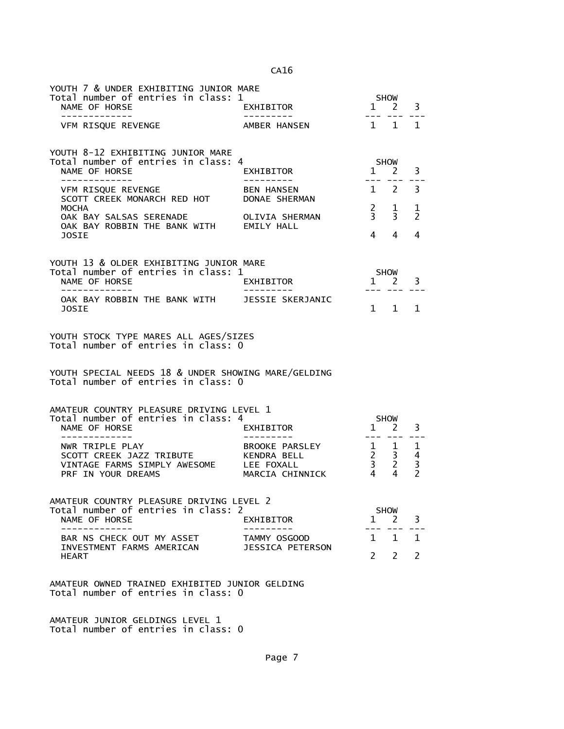CA16

YOUTH 7 & UNDER EXHIBITING JUNIOR MARE
Total number of entries in class: 1

| NAME OF HORSE | EXHIBITOR | SHOW 1 | 2 | 3 |
|---|---|---|---|---|
| VFM RISQUE REVENGE | AMBER HANSEN | 1 | 1 | 1 |

YOUTH 8-12 EXHIBITING JUNIOR MARE
Total number of entries in class: 4

| NAME OF HORSE | EXHIBITOR | SHOW 1 | 2 | 3 |
|---|---|---|---|---|
| VFM RISQUE REVENGE | BEN HANSEN | 1 | 2 | 3 |
| SCOTT CREEK MONARCH RED HOT MOCHA | DONAE SHERMAN | 2 | 1 | 1 |
| OAK BAY SALSAS SERENADE | OLIVIA SHERMAN | 3 | 3 | 2 |
| OAK BAY ROBBIN THE BANK WITH JOSIE | EMILY HALL | 4 | 4 | 4 |

YOUTH 13 & OLDER EXHIBITING JUNIOR MARE
Total number of entries in class: 1

| NAME OF HORSE | EXHIBITOR | SHOW 1 | 2 | 3 |
|---|---|---|---|---|
| OAK BAY ROBBIN THE BANK WITH JOSIE | JESSIE SKERJANIC | 1 | 1 | 1 |

YOUTH STOCK TYPE MARES ALL AGES/SIZES
Total number of entries in class: 0

YOUTH SPECIAL NEEDS 18 & UNDER SHOWING MARE/GELDING
Total number of entries in class: 0

AMATEUR COUNTRY PLEASURE DRIVING LEVEL 1
Total number of entries in class: 4

| NAME OF HORSE | EXHIBITOR | SHOW 1 | 2 | 3 |
|---|---|---|---|---|
| NWR TRIPLE PLAY | BROOKE PARSLEY | 1 | 1 | 1 |
| SCOTT CREEK JAZZ TRIBUTE | KENDRA BELL | 2 | 3 | 4 |
| VINTAGE FARMS SIMPLY AWESOME | LEE FOXALL | 3 | 2 | 3 |
| PRF IN YOUR DREAMS | MARCIA CHINNICK | 4 | 4 | 2 |

AMATEUR COUNTRY PLEASURE DRIVING LEVEL 2
Total number of entries in class: 2

| NAME OF HORSE | EXHIBITOR | SHOW 1 | 2 | 3 |
|---|---|---|---|---|
| BAR NS CHECK OUT MY ASSET | TAMMY OSGOOD | 1 | 1 | 1 |
| INVESTMENT FARMS AMERICAN HEART | JESSICA PETERSON | 2 | 2 | 2 |

AMATEUR OWNED TRAINED EXHIBITED JUNIOR GELDING
Total number of entries in class: 0

AMATEUR JUNIOR GELDINGS LEVEL 1
Total number of entries in class: 0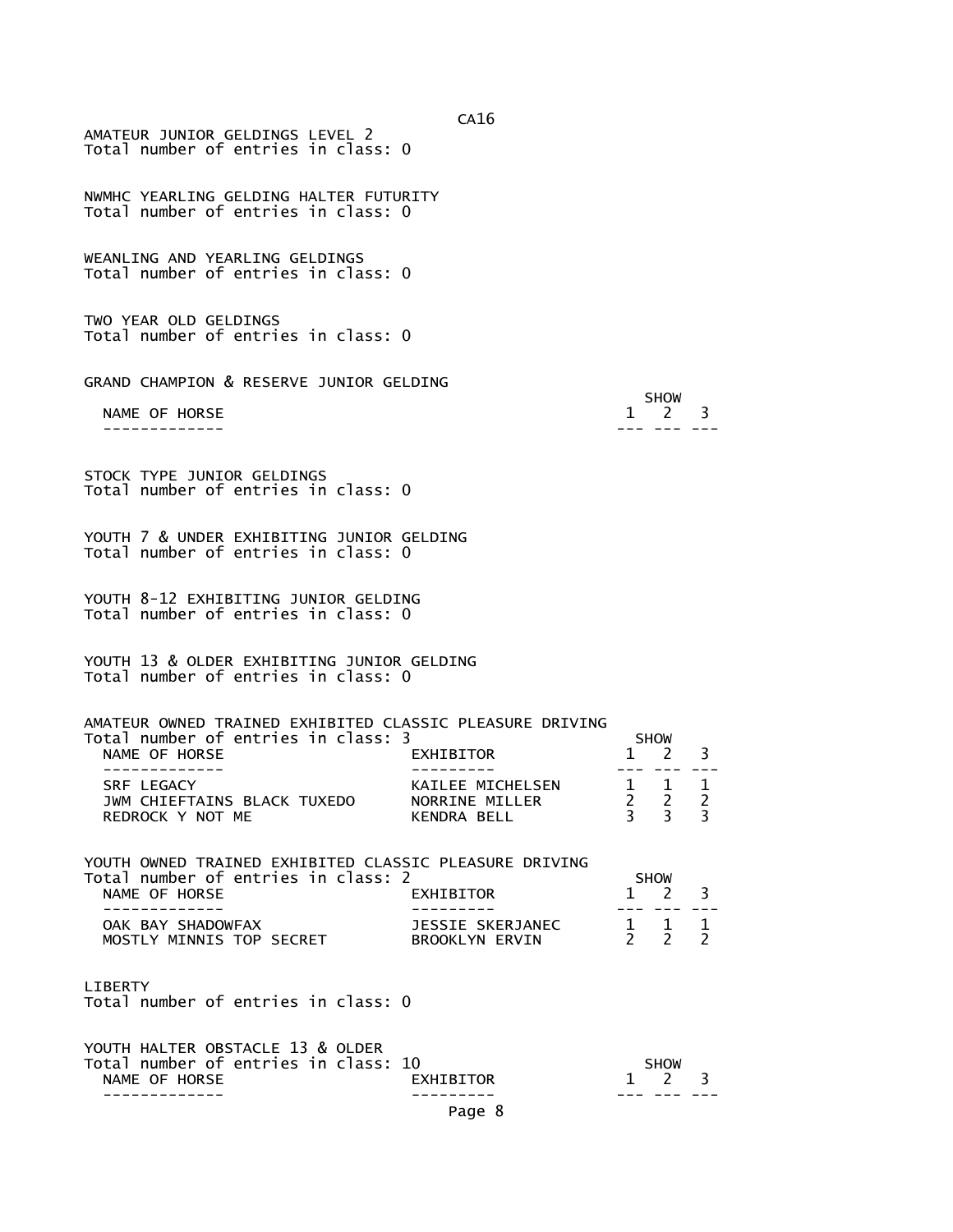CA16

AMATEUR JUNIOR GELDINGS LEVEL 2
Total number of entries in class: 0

NWMHC YEARLING GELDING HALTER FUTURITY
Total number of entries in class: 0

WEANLING AND YEARLING GELDINGS
Total number of entries in class: 0

TWO YEAR OLD GELDINGS
Total number of entries in class: 0

GRAND CHAMPION & RESERVE JUNIOR GELDING

| NAME OF HORSE | SHOW 1 | SHOW 2 | SHOW 3 |
|---|---|---|---|

STOCK TYPE JUNIOR GELDINGS
Total number of entries in class: 0

YOUTH 7 & UNDER EXHIBITING JUNIOR GELDING
Total number of entries in class: 0

YOUTH 8-12 EXHIBITING JUNIOR GELDING
Total number of entries in class: 0

YOUTH 13 & OLDER EXHIBITING JUNIOR GELDING
Total number of entries in class: 0

AMATEUR OWNED TRAINED EXHIBITED CLASSIC PLEASURE DRIVING
Total number of entries in class: 3

| NAME OF HORSE | EXHIBITOR | SHOW 1 | SHOW 2 | SHOW 3 |
|---|---|---|---|---|
| SRF LEGACY | KAILEE MICHELSEN | 1 | 1 | 1 |
| JWM CHIEFTAINS BLACK TUXEDO | NORRINE MILLER | 2 | 2 | 2 |
| REDROCK Y NOT ME | KENDRA BELL | 3 | 3 | 3 |

YOUTH OWNED TRAINED EXHIBITED CLASSIC PLEASURE DRIVING
Total number of entries in class: 2

| NAME OF HORSE | EXHIBITOR | SHOW 1 | SHOW 2 | SHOW 3 |
|---|---|---|---|---|
| OAK BAY SHADOWFAX | JESSIE SKERJANEC | 1 | 1 | 1 |
| MOSTLY MINNIS TOP SECRET | BROOKLYN ERVIN | 2 | 2 | 2 |

LIBERTY
Total number of entries in class: 0

YOUTH HALTER OBSTACLE 13 & OLDER
Total number of entries in class: 10

| NAME OF HORSE | EXHIBITOR | SHOW 1 | SHOW 2 | SHOW 3 |
|---|---|---|---|---|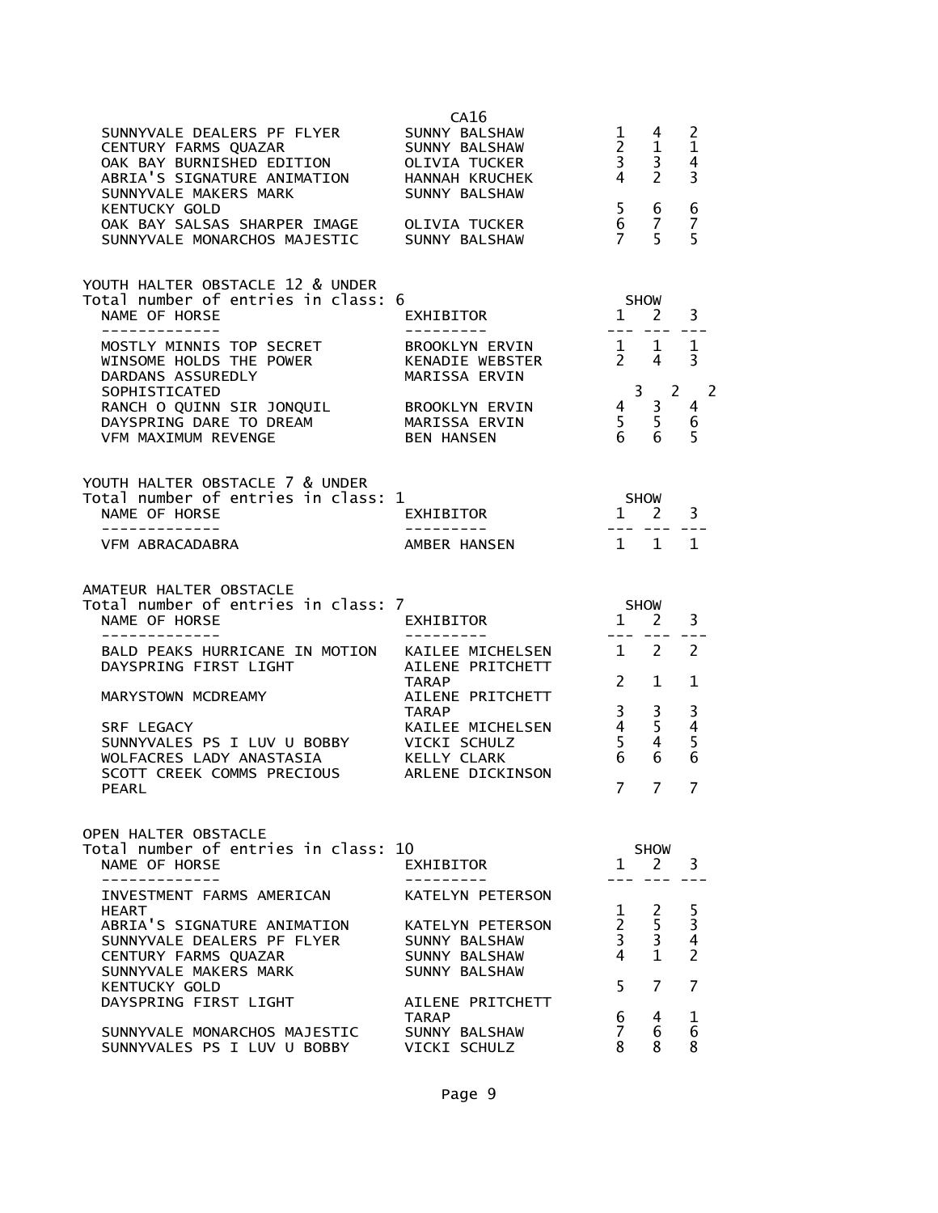| | | | | |
|---|---|---|---|---|
| | CA16 | | | |
| SUNNYVALE DEALERS PF FLYER | SUNNY BALSHAW | 1 | 4 | 2 |
| CENTURY FARMS QUAZAR | SUNNY BALSHAW | 2 | 1 | 1 |
| OAK BAY BURNISHED EDITION | OLIVIA TUCKER | 3 | 3 | 4 |
| ABRIA'S SIGNATURE ANIMATION | HANNAH KRUCHEK | 4 | 2 | 3 |
| SUNNYVALE MAKERS MARK KENTUCKY GOLD | SUNNY BALSHAW | 5 | 6 | 6 |
| OAK BAY SALSAS SHARPER IMAGE | OLIVIA TUCKER | 6 | 7 | 7 |
| SUNNYVALE MONARCHOS MAJESTIC | SUNNY BALSHAW | 7 | 5 | 5 |

## YOUTH HALTER OBSTACLE 12 & UNDER

Total number of entries in class: 6

| NAME OF HORSE | EXHIBITOR | SHOW 1 | 2 | 3 |
|---|---|---|---|---|
| MOSTLY MINNIS TOP SECRET | BROOKLYN ERVIN | 1 | 1 | 1 |
| WINSOME HOLDS THE POWER | KENADIE WEBSTER | 2 | 4 | 3 |
| DARDANS ASSUREDLY SOPHISTICATED | MARISSA ERVIN | 3 | 2 | 2 |
| RANCH O QUINN SIR JONQUIL | BROOKLYN ERVIN | 4 | 3 | 4 |
| DAYSPRING DARE TO DREAM | MARISSA ERVIN | 5 | 5 | 6 |
| VFM MAXIMUM REVENGE | BEN HANSEN | 6 | 6 | 5 |

## YOUTH HALTER OBSTACLE 7 & UNDER

Total number of entries in class: 1

| NAME OF HORSE | EXHIBITOR | SHOW 1 | 2 | 3 |
|---|---|---|---|---|
| VFM ABRACADABRA | AMBER HANSEN | 1 | 1 | 1 |

## AMATEUR HALTER OBSTACLE

Total number of entries in class: 7

| NAME OF HORSE | EXHIBITOR | SHOW 1 | 2 | 3 |
|---|---|---|---|---|
| BALD PEAKS HURRICANE IN MOTION | KAILEE MICHELSEN | 1 | 2 | 2 |
| DAYSPRING FIRST LIGHT | AILENE PRITCHETT TARAP | 2 | 1 | 1 |
| MARYSTOWN MCDREAMY | AILENE PRITCHETT TARAP | 3 | 3 | 3 |
| SRF LEGACY | KAILEE MICHELSEN | 4 | 5 | 4 |
| SUNNYVALES PS I LUV U BOBBY | VICKI SCHULZ | 5 | 4 | 5 |
| WOLFACRES LADY ANASTASIA | KELLY CLARK | 6 | 6 | 6 |
| SCOTT CREEK COMMS PRECIOUS PEARL | ARLENE DICKINSON | 7 | 7 | 7 |

## OPEN HALTER OBSTACLE

Total number of entries in class: 10

| NAME OF HORSE | EXHIBITOR | SHOW 1 | 2 | 3 |
|---|---|---|---|---|
| INVESTMENT FARMS AMERICAN HEART | KATELYN PETERSON | 1 | 2 | 5 |
| ABRIA'S SIGNATURE ANIMATION | KATELYN PETERSON | 2 | 5 | 3 |
| SUNNYVALE DEALERS PF FLYER | SUNNY BALSHAW | 3 | 3 | 4 |
| CENTURY FARMS QUAZAR | SUNNY BALSHAW | 4 | 1 | 2 |
| SUNNYVALE MAKERS MARK KENTUCKY GOLD | SUNNY BALSHAW | 5 | 7 | 7 |
| DAYSPRING FIRST LIGHT | AILENE PRITCHETT TARAP | 6 | 4 | 1 |
| SUNNYVALE MONARCHOS MAJESTIC | SUNNY BALSHAW | 7 | 6 | 6 |
| SUNNYVALES PS I LUV U BOBBY | VICKI SCHULZ | 8 | 8 | 8 |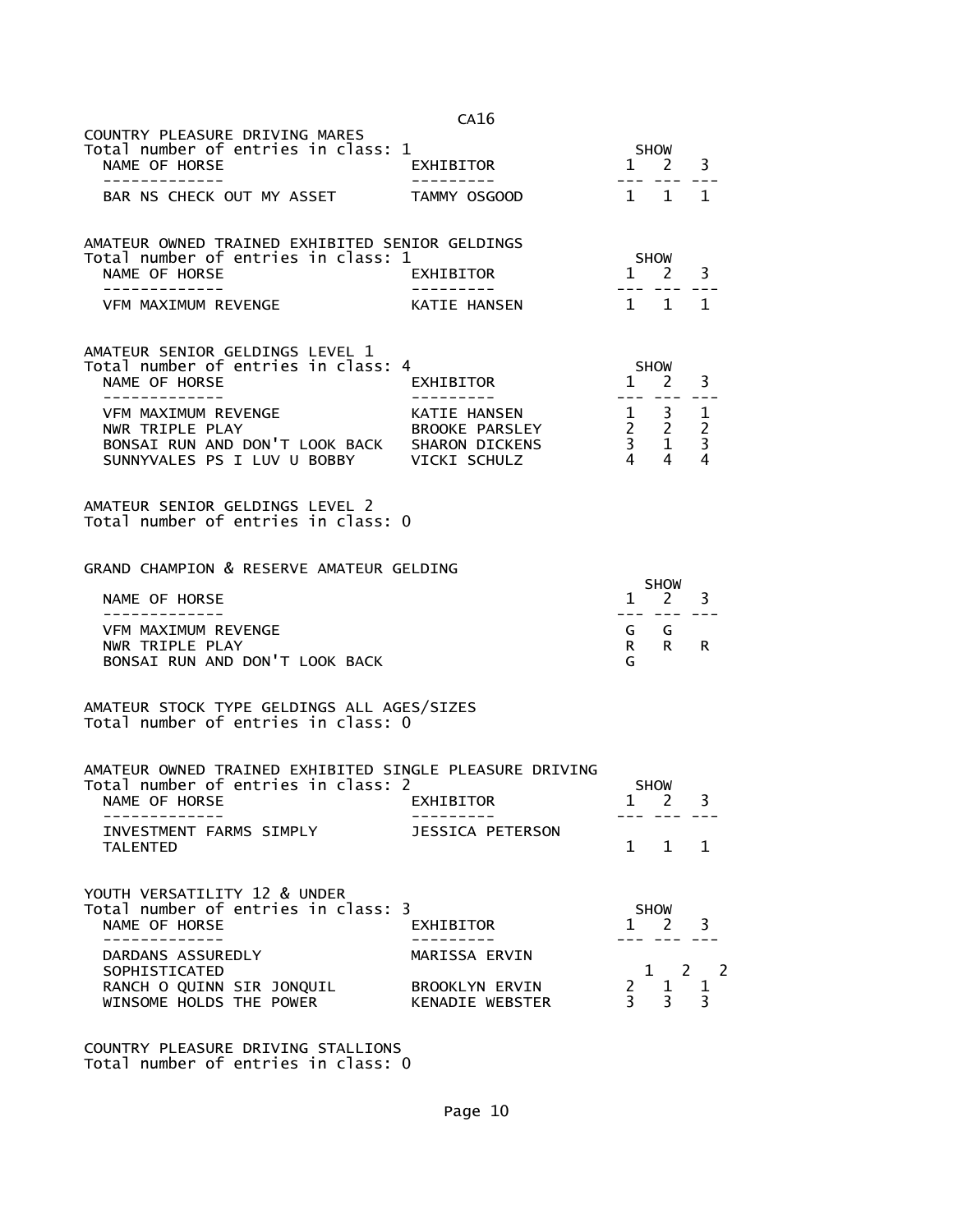CA16

## COUNTRY PLEASURE DRIVING MARES

Total number of entries in class: 1

| NAME OF HORSE | EXHIBITOR | SHOW 1 | SHOW 2 | SHOW 3 |
|---|---|---|---|---|
| BAR NS CHECK OUT MY ASSET | TAMMY OSGOOD | 1 | 1 | 1 |

## AMATEUR OWNED TRAINED EXHIBITED SENIOR GELDINGS

Total number of entries in class: 1

| NAME OF HORSE | EXHIBITOR | SHOW 1 | SHOW 2 | SHOW 3 |
|---|---|---|---|---|
| VFM MAXIMUM REVENGE | KATIE HANSEN | 1 | 1 | 1 |

## AMATEUR SENIOR GELDINGS LEVEL 1

Total number of entries in class: 4

| NAME OF HORSE | EXHIBITOR | SHOW 1 | SHOW 2 | SHOW 3 |
|---|---|---|---|---|
| VFM MAXIMUM REVENGE | KATIE HANSEN | 1 | 3 | 1 |
| NWR TRIPLE PLAY | BROOKE PARSLEY | 2 | 2 | 2 |
| BONSAI RUN AND DON'T LOOK BACK | SHARON DICKENS | 3 | 1 | 3 |
| SUNNYVALES PS I LUV U BOBBY | VICKI SCHULZ | 4 | 4 | 4 |

## AMATEUR SENIOR GELDINGS LEVEL 2

Total number of entries in class: 0

## GRAND CHAMPION & RESERVE AMATEUR GELDING

| NAME OF HORSE | SHOW 1 | SHOW 2 | SHOW 3 |
|---|---|---|---|
| VFM MAXIMUM REVENGE | G | G | |
| NWR TRIPLE PLAY | R | R | R |
| BONSAI RUN AND DON'T LOOK BACK | | | G |

## AMATEUR STOCK TYPE GELDINGS ALL AGES/SIZES

Total number of entries in class: 0

## AMATEUR OWNED TRAINED EXHIBITED SINGLE PLEASURE DRIVING

Total number of entries in class: 2

| NAME OF HORSE | EXHIBITOR | SHOW 1 | SHOW 2 | SHOW 3 |
|---|---|---|---|---|
| INVESTMENT FARMS SIMPLY TALENTED | JESSICA PETERSON | 1 | 1 | 1 |

## YOUTH VERSATILITY 12 & UNDER

Total number of entries in class: 3

| NAME OF HORSE | EXHIBITOR | SHOW 1 | SHOW 2 | SHOW 3 |
|---|---|---|---|---|
| DARDANS ASSUREDLY SOPHISTICATED | MARISSA ERVIN | 1 | 2 | 2 |
| RANCH O QUINN SIR JONQUIL | BROOKLYN ERVIN | 2 | 1 | 1 |
| WINSOME HOLDS THE POWER | KENADIE WEBSTER | 3 | 3 | 3 |

## COUNTRY PLEASURE DRIVING STALLIONS

Total number of entries in class: 0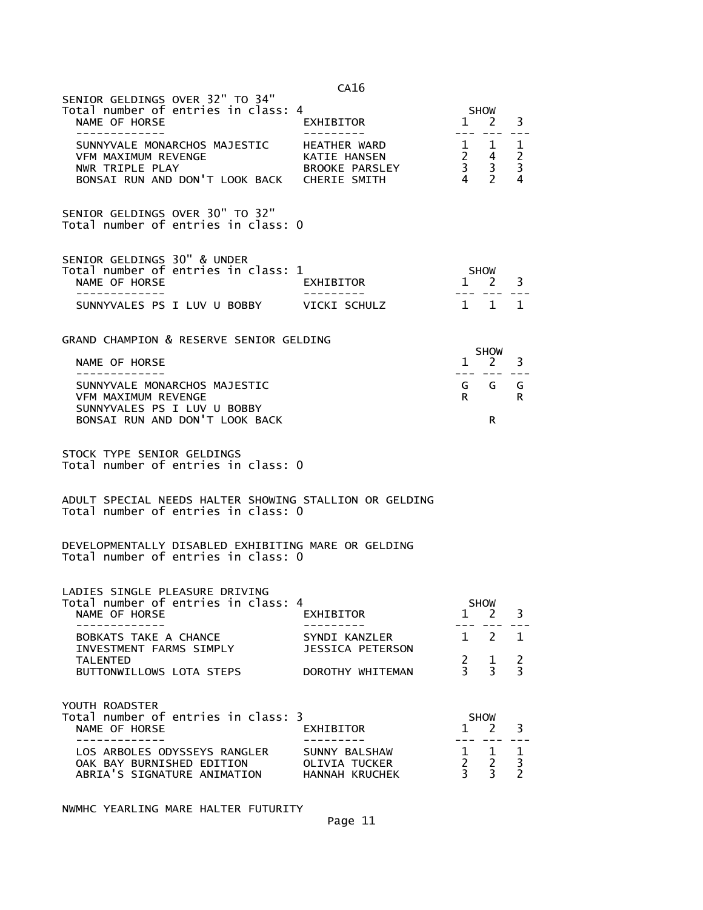CA16

SENIOR GELDINGS OVER 32" TO 34"
Total number of entries in class: 4

| NAME OF HORSE | EXHIBITOR | SHOW 1 | 2 | 3 |
|---|---|---|---|---|
| SUNNYVALE MONARCHOS MAJESTIC | HEATHER WARD | 1 | 1 | 1 |
| VFM MAXIMUM REVENGE | KATIE HANSEN | 2 | 4 | 2 |
| NWR TRIPLE PLAY | BROOKE PARSLEY | 3 | 3 | 3 |
| BONSAI RUN AND DON'T LOOK BACK | CHERIE SMITH | 4 | 2 | 4 |

SENIOR GELDINGS OVER 30" TO 32"
Total number of entries in class: 0

SENIOR GELDINGS 30" & UNDER
Total number of entries in class: 1

| NAME OF HORSE | EXHIBITOR | SHOW 1 | 2 | 3 |
|---|---|---|---|---|
| SUNNYVALES PS I LUV U BOBBY | VICKI SCHULZ | 1 | 1 | 1 |

GRAND CHAMPION & RESERVE SENIOR GELDING

| NAME OF HORSE | SHOW 1 | 2 | 3 |
|---|---|---|---|
| SUNNYVALE MONARCHOS MAJESTIC | G | G | G |
| VFM MAXIMUM REVENGE | R | | R |
| SUNNYVALES PS I LUV U BOBBY | | | |
| BONSAI RUN AND DON'T LOOK BACK | | R | |

STOCK TYPE SENIOR GELDINGS
Total number of entries in class: 0

ADULT SPECIAL NEEDS HALTER SHOWING STALLION OR GELDING
Total number of entries in class: 0

DEVELOPMENTALLY DISABLED EXHIBITING MARE OR GELDING
Total number of entries in class: 0

LADIES SINGLE PLEASURE DRIVING
Total number of entries in class: 4

| NAME OF HORSE | EXHIBITOR | SHOW 1 | 2 | 3 |
|---|---|---|---|---|
| BOBKATS TAKE A CHANCE | SYNDI KANZLER | 1 | 2 | 1 |
| INVESTMENT FARMS SIMPLY TALENTED | JESSICA PETERSON | 2 | 1 | 2 |
| BUTTONWILLOWS LOTA STEPS | DOROTHY WHITEMAN | 3 | 3 | 3 |

YOUTH ROADSTER
Total number of entries in class: 3

| NAME OF HORSE | EXHIBITOR | SHOW 1 | 2 | 3 |
|---|---|---|---|---|
| LOS ARBOLES ODYSSEYS RANGLER | SUNNY BALSHAW | 1 | 1 | 1 |
| OAK BAY BURNISHED EDITION | OLIVIA TUCKER | 2 | 2 | 3 |
| ABRIA'S SIGNATURE ANIMATION | HANNAH KRUCHEK | 3 | 3 | 2 |

NWMHC YEARLING MARE HALTER FUTURITY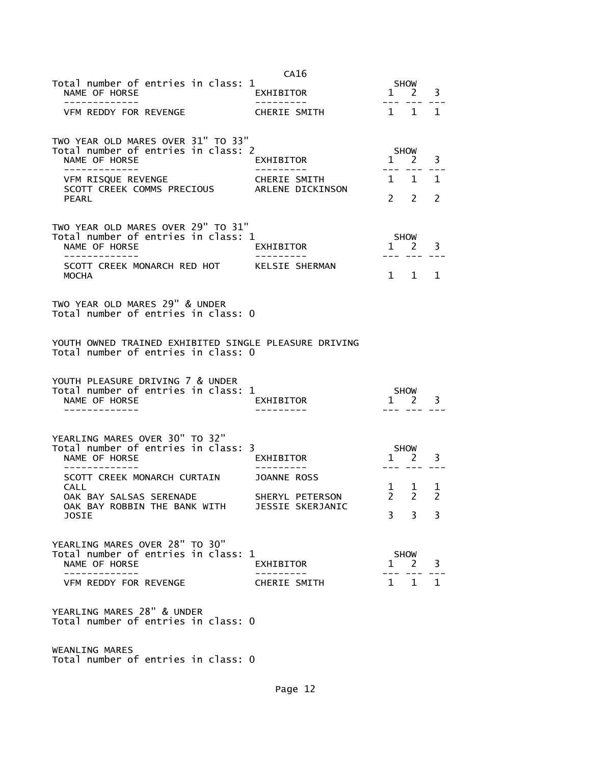CA16

Total number of entries in class: 1

| NAME OF HORSE | EXHIBITOR | SHOW 1 | 2 | 3 |
|---|---|---|---|---|
| VFM REDDY FOR REVENGE | CHERIE SMITH | 1 | 1 | 1 |

TWO YEAR OLD MARES OVER 31" TO 33"
Total number of entries in class: 2

| NAME OF HORSE | EXHIBITOR | SHOW 1 | 2 | 3 |
|---|---|---|---|---|
| VFM RISQUE REVENGE | CHERIE SMITH | 1 | 1 | 1 |
| SCOTT CREEK COMMS PRECIOUS PEARL | ARLENE DICKINSON | 2 | 2 | 2 |

TWO YEAR OLD MARES OVER 29" TO 31"
Total number of entries in class: 1

| NAME OF HORSE | EXHIBITOR | SHOW 1 | 2 | 3 |
|---|---|---|---|---|
| SCOTT CREEK MONARCH RED HOT MOCHA | KELSIE SHERMAN | 1 | 1 | 1 |

TWO YEAR OLD MARES 29" & UNDER
Total number of entries in class: 0

YOUTH OWNED TRAINED EXHIBITED SINGLE PLEASURE DRIVING
Total number of entries in class: 0

YOUTH PLEASURE DRIVING 7 & UNDER
Total number of entries in class: 1

| NAME OF HORSE | EXHIBITOR | SHOW 1 | 2 | 3 |
|---|---|---|---|---|

YEARLING MARES OVER 30" TO 32"
Total number of entries in class: 3

| NAME OF HORSE | EXHIBITOR | SHOW 1 | 2 | 3 |
|---|---|---|---|---|
| SCOTT CREEK MONARCH CURTAIN CALL | JOANNE ROSS | 1 | 1 | 1 |
| OAK BAY SALSAS SERENADE | SHERYL PETERSON | 2 | 2 | 2 |
| OAK BAY ROBBIN THE BANK WITH JOSIE | JESSIE SKERJANIC | 3 | 3 | 3 |

YEARLING MARES OVER 28" TO 30"
Total number of entries in class: 1

| NAME OF HORSE | EXHIBITOR | SHOW 1 | 2 | 3 |
|---|---|---|---|---|
| VFM REDDY FOR REVENGE | CHERIE SMITH | 1 | 1 | 1 |

YEARLING MARES 28" & UNDER
Total number of entries in class: 0

WEANLING MARES
Total number of entries in class: 0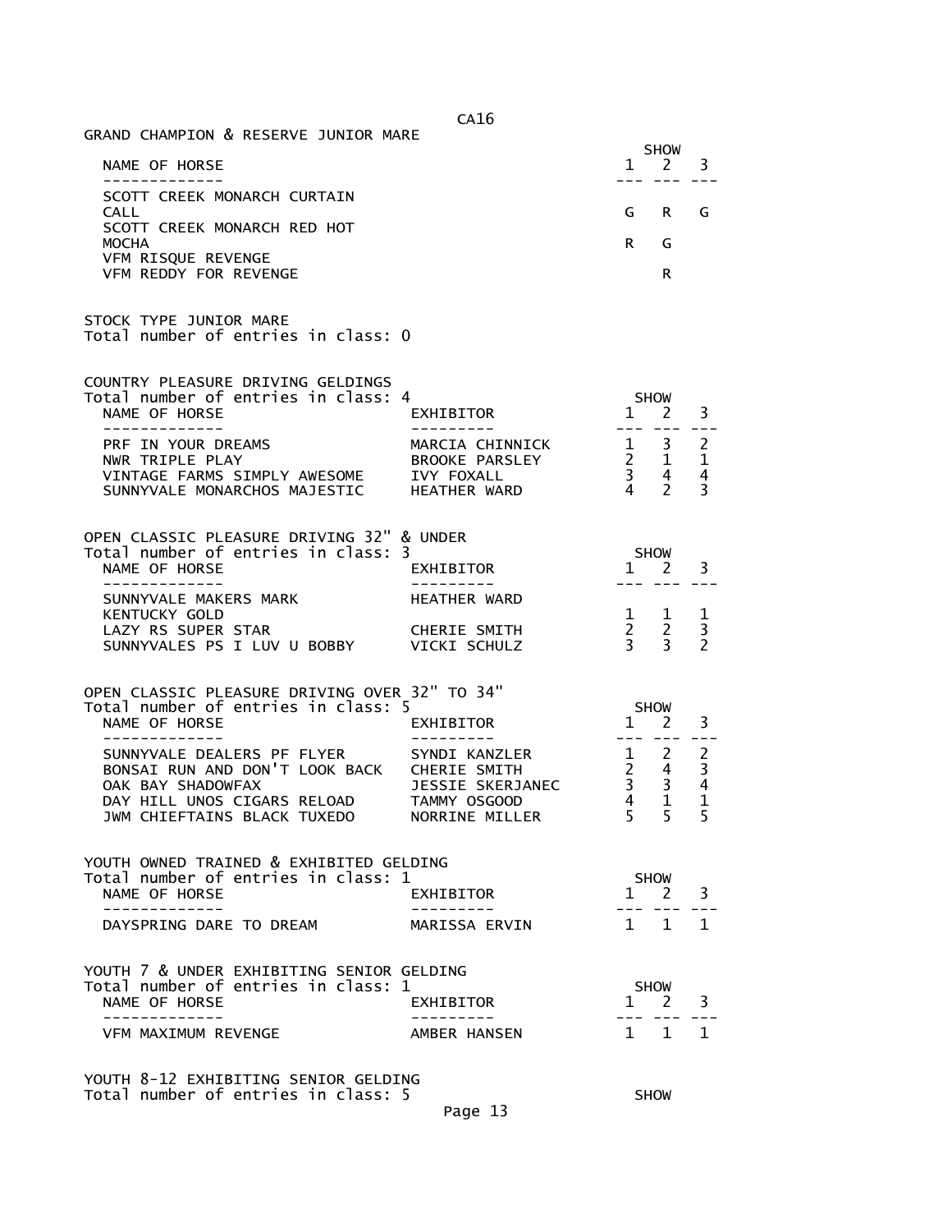GRAND CHAMPION & RESERVE JUNIOR MARE

| NAME OF HORSE | SHOW 1 | SHOW 2 | SHOW 3 |
|---|---|---|---|
| SCOTT CREEK MONARCH CURTAIN CALL | G | R | G |
| SCOTT CREEK MONARCH RED HOT MOCHA | R | G | |
| VFM RISQUE REVENGE | | | |
| VFM REDDY FOR REVENGE | | R | |

STOCK TYPE JUNIOR MARE
Total number of entries in class: 0

COUNTRY PLEASURE DRIVING GELDINGS
Total number of entries in class: 4

| NAME OF HORSE | EXHIBITOR | SHOW 1 | SHOW 2 | SHOW 3 |
|---|---|---|---|---|
| PRF IN YOUR DREAMS | MARCIA CHINNICK | 1 | 3 | 2 |
| NWR TRIPLE PLAY | BROOKE PARSLEY | 2 | 1 | 1 |
| VINTAGE FARMS SIMPLY AWESOME | IVY FOXALL | 3 | 4 | 4 |
| SUNNYVALE MONARCHOS MAJESTIC | HEATHER WARD | 4 | 2 | 3 |

OPEN CLASSIC PLEASURE DRIVING 32" & UNDER
Total number of entries in class: 3

| NAME OF HORSE | EXHIBITOR | SHOW 1 | SHOW 2 | SHOW 3 |
|---|---|---|---|---|
| SUNNYVALE MAKERS MARK KENTUCKY GOLD | HEATHER WARD | 1 | 1 | 1 |
| LAZY RS SUPER STAR | CHERIE SMITH | 2 | 2 | 3 |
| SUNNYVALES PS I LUV U BOBBY | VICKI SCHULZ | 3 | 3 | 2 |

OPEN CLASSIC PLEASURE DRIVING OVER 32" TO 34"
Total number of entries in class: 5

| NAME OF HORSE | EXHIBITOR | SHOW 1 | SHOW 2 | SHOW 3 |
|---|---|---|---|---|
| SUNNYVALE DEALERS PF FLYER | SYNDI KANZLER | 1 | 2 | 2 |
| BONSAI RUN AND DON'T LOOK BACK | CHERIE SMITH | 2 | 4 | 3 |
| OAK BAY SHADOWFAX | JESSIE SKERJANEC | 3 | 3 | 4 |
| DAY HILL UNOS CIGARS RELOAD | TAMMY OSGOOD | 4 | 1 | 1 |
| JWM CHIEFTAINS BLACK TUXEDO | NORRINE MILLER | 5 | 5 | 5 |

YOUTH OWNED TRAINED & EXHIBITED GELDING
Total number of entries in class: 1

| NAME OF HORSE | EXHIBITOR | SHOW 1 | SHOW 2 | SHOW 3 |
|---|---|---|---|---|
| DAYSPRING DARE TO DREAM | MARISSA ERVIN | 1 | 1 | 1 |

YOUTH 7 & UNDER EXHIBITING SENIOR GELDING
Total number of entries in class: 1

| NAME OF HORSE | EXHIBITOR | SHOW 1 | SHOW 2 | SHOW 3 |
|---|---|---|---|---|
| VFM MAXIMUM REVENGE | AMBER HANSEN | 1 | 1 | 1 |

YOUTH 8-12 EXHIBITING SENIOR GELDING
Total number of entries in class: 5

SHOW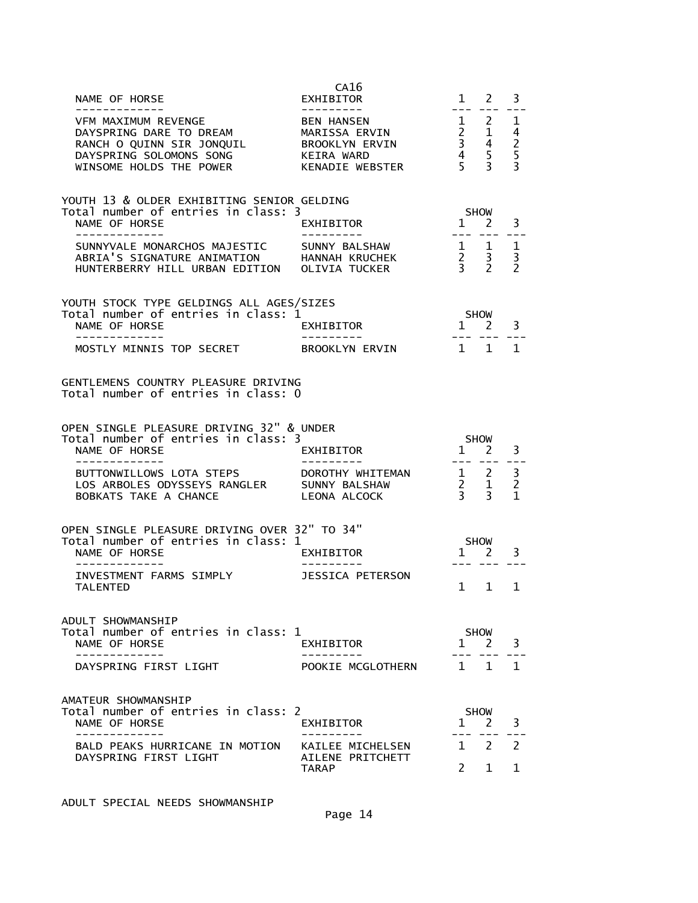| NAME OF HORSE | EXHIBITOR | 1 | 2 | 3 |
|---|---|---|---|---|
| VFM MAXIMUM REVENGE | BEN HANSEN | 1 | 2 | 1 |
| DAYSPRING DARE TO DREAM | MARISSA ERVIN | 2 | 1 | 4 |
| RANCH O QUINN SIR JONQUIL | BROOKLYN ERVIN | 3 | 4 | 2 |
| DAYSPRING SOLOMONS SONG | KEIRA WARD | 4 | 5 | 5 |
| WINSOME HOLDS THE POWER | KENADIE WEBSTER | 5 | 3 | 3 |

YOUTH 13 & OLDER EXHIBITING SENIOR GELDING
Total number of entries in class: 3

| NAME OF HORSE | EXHIBITOR | 1 | SHOW 2 | 3 |
|---|---|---|---|---|
| SUNNYVALE MONARCHOS MAJESTIC | SUNNY BALSHAW | 1 | 1 | 1 |
| ABRIA'S SIGNATURE ANIMATION | HANNAH KRUCHEK | 2 | 3 | 3 |
| HUNTERBERRY HILL URBAN EDITION | OLIVIA TUCKER | 3 | 2 | 2 |

YOUTH STOCK TYPE GELDINGS ALL AGES/SIZES
Total number of entries in class: 1

| NAME OF HORSE | EXHIBITOR | 1 | SHOW 2 | 3 |
|---|---|---|---|---|
| MOSTLY MINNIS TOP SECRET | BROOKLYN ERVIN | 1 | 1 | 1 |

GENTLEMENS COUNTRY PLEASURE DRIVING
Total number of entries in class: 0

OPEN SINGLE PLEASURE DRIVING 32" & UNDER
Total number of entries in class: 3

| NAME OF HORSE | EXHIBITOR | 1 | SHOW 2 | 3 |
|---|---|---|---|---|
| BUTTONWILLOWS LOTA STEPS | DOROTHY WHITEMAN | 1 | 2 | 3 |
| LOS ARBOLES ODYSSEYS RANGLER | SUNNY BALSHAW | 2 | 1 | 2 |
| BOBKATS TAKE A CHANCE | LEONA ALCOCK | 3 | 3 | 1 |

OPEN SINGLE PLEASURE DRIVING OVER 32" TO 34"
Total number of entries in class: 1

| NAME OF HORSE | EXHIBITOR | 1 | SHOW 2 | 3 |
|---|---|---|---|---|
| INVESTMENT FARMS SIMPLY TALENTED | JESSICA PETERSON | 1 | 1 | 1 |

ADULT SHOWMANSHIP
Total number of entries in class: 1

| NAME OF HORSE | EXHIBITOR | 1 | SHOW 2 | 3 |
|---|---|---|---|---|
| DAYSPRING FIRST LIGHT | POOKIE MCGLOTHERN | 1 | 1 | 1 |

AMATEUR SHOWMANSHIP
Total number of entries in class: 2

| NAME OF HORSE | EXHIBITOR | 1 | SHOW 2 | 3 |
|---|---|---|---|---|
| BALD PEAKS HURRICANE IN MOTION | KAILEE MICHELSEN | 1 | 2 | 2 |
| DAYSPRING FIRST LIGHT | AILENE PRITCHETT TARAP | 2 | 1 | 1 |

ADULT SPECIAL NEEDS SHOWMANSHIP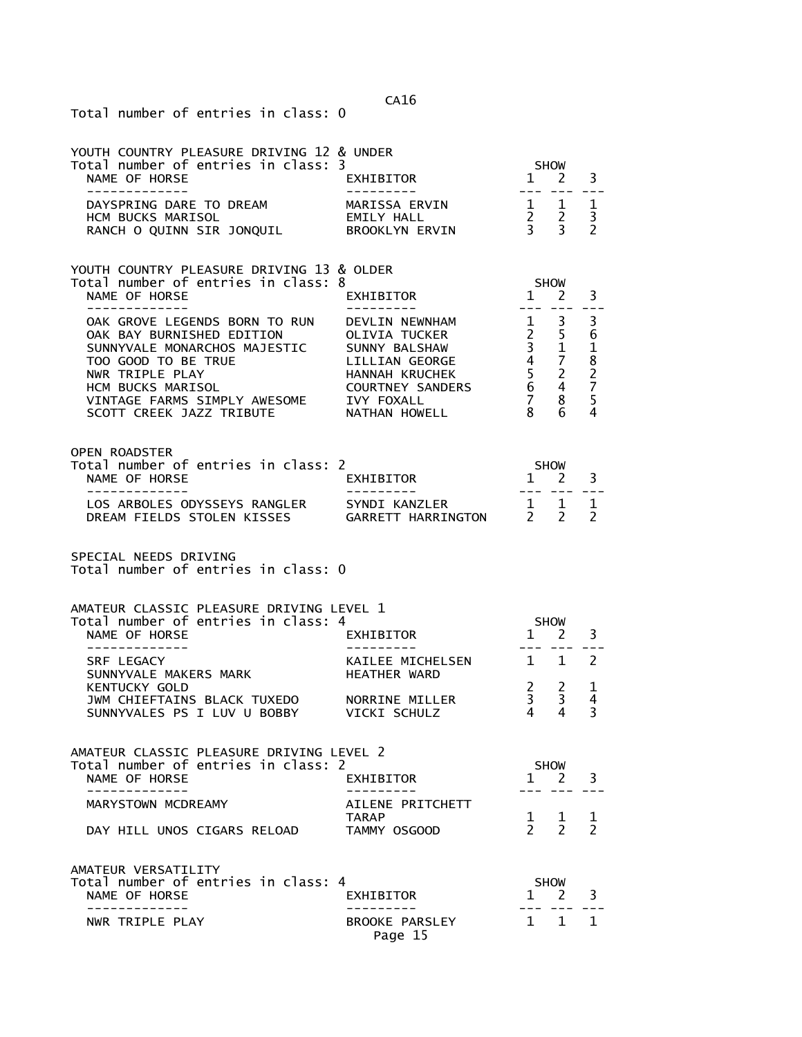CA16

Total number of entries in class: 0

## YOUTH COUNTRY PLEASURE DRIVING 12 & UNDER

Total number of entries in class: 3

| NAME OF HORSE | EXHIBITOR | SHOW 1 | SHOW 2 | SHOW 3 |
|---|---|---|---|---|
| DAYSPRING DARE TO DREAM | MARISSA ERVIN | 1 | 1 | 1 |
| HCM BUCKS MARISOL | EMILY HALL | 2 | 2 | 3 |
| RANCH O QUINN SIR JONQUIL | BROOKLYN ERVIN | 3 | 3 | 2 |

## YOUTH COUNTRY PLEASURE DRIVING 13 & OLDER

Total number of entries in class: 8

| NAME OF HORSE | EXHIBITOR | SHOW 1 | SHOW 2 | SHOW 3 |
|---|---|---|---|---|
| OAK GROVE LEGENDS BORN TO RUN | DEVLIN NEWNHAM | 1 | 3 | 3 |
| OAK BAY BURNISHED EDITION | OLIVIA TUCKER | 2 | 5 | 6 |
| SUNNYVALE MONARCHOS MAJESTIC | SUNNY BALSHAW | 3 | 1 | 1 |
| TOO GOOD TO BE TRUE | LILLIAN GEORGE | 4 | 7 | 8 |
| NWR TRIPLE PLAY | HANNAH KRUCHEK | 5 | 2 | 2 |
| HCM BUCKS MARISOL | COURTNEY SANDERS | 6 | 4 | 7 |
| VINTAGE FARMS SIMPLY AWESOME | IVY FOXALL | 7 | 8 | 5 |
| SCOTT CREEK JAZZ TRIBUTE | NATHAN HOWELL | 8 | 6 | 4 |

## OPEN ROADSTER

Total number of entries in class: 2

| NAME OF HORSE | EXHIBITOR | SHOW 1 | SHOW 2 | SHOW 3 |
|---|---|---|---|---|
| LOS ARBOLES ODYSSEYS RANGLER | SYNDI KANZLER | 1 | 1 | 1 |
| DREAM FIELDS STOLEN KISSES | GARRETT HARRINGTON | 2 | 2 | 2 |

## SPECIAL NEEDS DRIVING

Total number of entries in class: 0

## AMATEUR CLASSIC PLEASURE DRIVING LEVEL 1

Total number of entries in class: 4

| NAME OF HORSE | EXHIBITOR | SHOW 1 | SHOW 2 | SHOW 3 |
|---|---|---|---|---|
| SRF LEGACY | KAILEE MICHELSEN | 1 | 1 | 2 |
| SUNNYVALE MAKERS MARK KENTUCKY GOLD | HEATHER WARD | 2 | 2 | 1 |
| JWM CHIEFTAINS BLACK TUXEDO | NORRINE MILLER | 3 | 3 | 4 |
| SUNNYVALES PS I LUV U BOBBY | VICKI SCHULZ | 4 | 4 | 3 |

## AMATEUR CLASSIC PLEASURE DRIVING LEVEL 2

Total number of entries in class: 2

| NAME OF HORSE | EXHIBITOR | SHOW 1 | SHOW 2 | SHOW 3 |
|---|---|---|---|---|
| MARYSTOWN MCDREAMY | AILENE PRITCHETT TARAP | 1 | 1 | 1 |
| DAY HILL UNOS CIGARS RELOAD | TAMMY OSGOOD | 2 | 2 | 2 |

## AMATEUR VERSATILITY

Total number of entries in class: 4

| NAME OF HORSE | EXHIBITOR | SHOW 1 | SHOW 2 | SHOW 3 |
|---|---|---|---|---|
| NWR TRIPLE PLAY | BROOKE PARSLEY | 1 | 1 | 1 |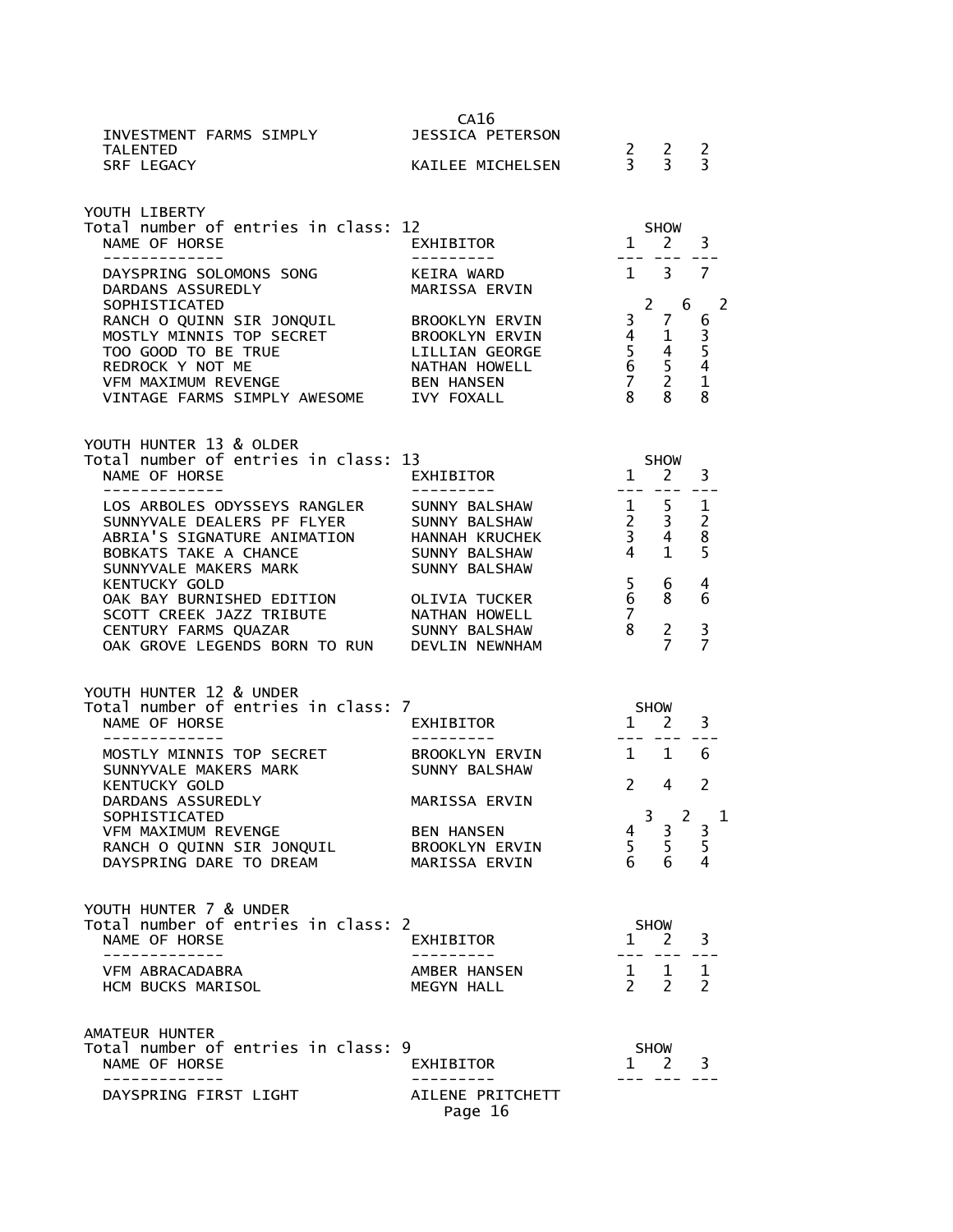CA16

| | | | | |
|---|---|---|---|---|
| INVESTMENT FARMS SIMPLY TALENTED | JESSICA PETERSON | 2 | 2 | 2 |
| SRF LEGACY | KAILEE MICHELSEN | 3 | 3 | 3 |

YOUTH LIBERTY
Total number of entries in class: 12

| NAME OF HORSE | EXHIBITOR | SHOW 1 | 2 | 3 |
|---|---|---|---|---|
| DAYSPRING SOLOMONS SONG | KEIRA WARD | 1 | 3 | 7 |
| DARDANS ASSUREDLY SOPHISTICATED | MARISSA ERVIN | 2 | 6 | 2 |
| RANCH O QUINN SIR JONQUIL | BROOKLYN ERVIN | 3 | 7 | 6 |
| MOSTLY MINNIS TOP SECRET | BROOKLYN ERVIN | 4 | 1 | 3 |
| TOO GOOD TO BE TRUE | LILLIAN GEORGE | 5 | 4 | 5 |
| REDROCK Y NOT ME | NATHAN HOWELL | 6 | 5 | 4 |
| VFM MAXIMUM REVENGE | BEN HANSEN | 7 | 2 | 1 |
| VINTAGE FARMS SIMPLY AWESOME | IVY FOXALL | 8 | 8 | 8 |

YOUTH HUNTER 13 & OLDER
Total number of entries in class: 13

| NAME OF HORSE | EXHIBITOR | SHOW 1 | 2 | 3 |
|---|---|---|---|---|
| LOS ARBOLES ODYSSEYS RANGLER | SUNNY BALSHAW | 1 | 5 | 1 |
| SUNNYVALE DEALERS PF FLYER | SUNNY BALSHAW | 2 | 3 | 2 |
| ABRIA'S SIGNATURE ANIMATION | HANNAH KRUCHEK | 3 | 4 | 8 |
| BOBKATS TAKE A CHANCE | SUNNY BALSHAW | 4 | 1 | 5 |
| SUNNYVALE MAKERS MARK KENTUCKY GOLD | SUNNY BALSHAW | 5 | 6 | 4 |
| OAK BAY BURNISHED EDITION | OLIVIA TUCKER | 6 | 8 | 6 |
| SCOTT CREEK JAZZ TRIBUTE | NATHAN HOWELL | 7 | | |
| CENTURY FARMS QUAZAR | SUNNY BALSHAW | 8 | 2 | 3 |
| OAK GROVE LEGENDS BORN TO RUN | DEVLIN NEWNHAM | | 7 | 7 |

YOUTH HUNTER 12 & UNDER
Total number of entries in class: 7

| NAME OF HORSE | EXHIBITOR | SHOW 1 | 2 | 3 |
|---|---|---|---|---|
| MOSTLY MINNIS TOP SECRET | BROOKLYN ERVIN | 1 | 1 | 6 |
| SUNNYVALE MAKERS MARK KENTUCKY GOLD | SUNNY BALSHAW | 2 | 4 | 2 |
| DARDANS ASSUREDLY SOPHISTICATED | MARISSA ERVIN | 3 | 2 | 1 |
| VFM MAXIMUM REVENGE | BEN HANSEN | 4 | 3 | 3 |
| RANCH O QUINN SIR JONQUIL | BROOKLYN ERVIN | 5 | 5 | 5 |
| DAYSPRING DARE TO DREAM | MARISSA ERVIN | 6 | 6 | 4 |

YOUTH HUNTER 7 & UNDER
Total number of entries in class: 2

| NAME OF HORSE | EXHIBITOR | SHOW 1 | 2 | 3 |
|---|---|---|---|---|
| VFM ABRACADABRA | AMBER HANSEN | 1 | 1 | 1 |
| HCM BUCKS MARISOL | MEGYN HALL | 2 | 2 | 2 |

AMATEUR HUNTER
Total number of entries in class: 9

| NAME OF HORSE | EXHIBITOR | SHOW 1 | 2 | 3 |
|---|---|---|---|---|
| DAYSPRING FIRST LIGHT | AILENE PRITCHETT | | | |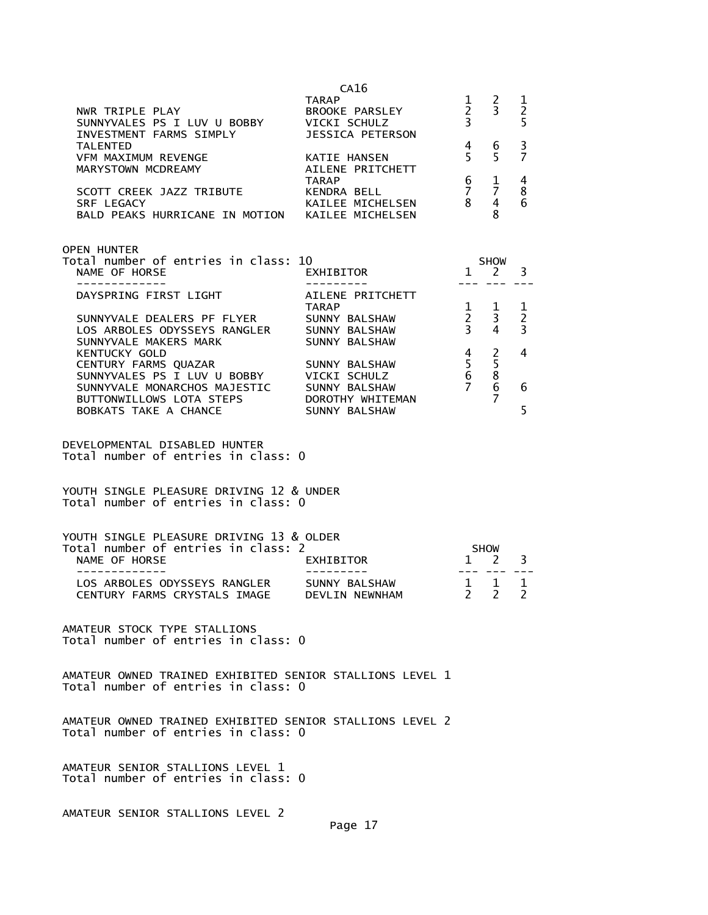| | | | | |
|---|---|---|---|---|
| | CA16 TARAP | 1 | 2 | 1 |
| NWR TRIPLE PLAY | BROOKE PARSLEY | 2 | 3 | 2 |
| SUNNYVALES PS I LUV U BOBBY | VICKI SCHULZ | 3 | | 5 |
| INVESTMENT FARMS SIMPLY TALENTED | JESSICA PETERSON | 4 | 6 | 3 |
| VFM MAXIMUM REVENGE | KATIE HANSEN | 5 | 5 | 7 |
| MARYSTOWN MCDREAMY | AILENE PRITCHETT TARAP | 6 | 1 | 4 |
| SCOTT CREEK JAZZ TRIBUTE | KENDRA BELL | 7 | 7 | 8 |
| SRF LEGACY | KAILEE MICHELSEN | 8 | 4 | 6 |
| BALD PEAKS HURRICANE IN MOTION | KAILEE MICHELSEN | | 8 | |

OPEN HUNTER
Total number of entries in class: 10

| NAME OF HORSE | EXHIBITOR | SHOW 1 | 2 | 3 |
|---|---|---|---|---|
| DAYSPRING FIRST LIGHT | AILENE PRITCHETT TARAP | 1 | 1 | 1 |
| SUNNYVALE DEALERS PF FLYER | SUNNY BALSHAW | 2 | 3 | 2 |
| LOS ARBOLES ODYSSEYS RANGLER | SUNNY BALSHAW | 3 | 4 | 3 |
| SUNNYVALE MAKERS MARK KENTUCKY GOLD | SUNNY BALSHAW | 4 | 2 | 4 |
| CENTURY FARMS QUAZAR | SUNNY BALSHAW | 5 | 5 | |
| SUNNYVALES PS I LUV U BOBBY | VICKI SCHULZ | 6 | 8 | |
| SUNNYVALE MONARCHOS MAJESTIC | SUNNY BALSHAW | 7 | 6 | 6 |
| BUTTONWILLOWS LOTA STEPS | DOROTHY WHITEMAN | | 7 | |
| BOBKATS TAKE A CHANCE | SUNNY BALSHAW | | | 5 |

DEVELOPMENTAL DISABLED HUNTER
Total number of entries in class: 0

YOUTH SINGLE PLEASURE DRIVING 12 & UNDER
Total number of entries in class: 0

YOUTH SINGLE PLEASURE DRIVING 13 & OLDER
Total number of entries in class: 2

| NAME OF HORSE | EXHIBITOR | SHOW 1 | 2 | 3 |
|---|---|---|---|---|
| LOS ARBOLES ODYSSEYS RANGLER | SUNNY BALSHAW | 1 | 1 | 1 |
| CENTURY FARMS CRYSTALS IMAGE | DEVLIN NEWNHAM | 2 | 2 | 2 |

AMATEUR STOCK TYPE STALLIONS
Total number of entries in class: 0

AMATEUR OWNED TRAINED EXHIBITED SENIOR STALLIONS LEVEL 1
Total number of entries in class: 0

AMATEUR OWNED TRAINED EXHIBITED SENIOR STALLIONS LEVEL 2
Total number of entries in class: 0

AMATEUR SENIOR STALLIONS LEVEL 1
Total number of entries in class: 0

AMATEUR SENIOR STALLIONS LEVEL 2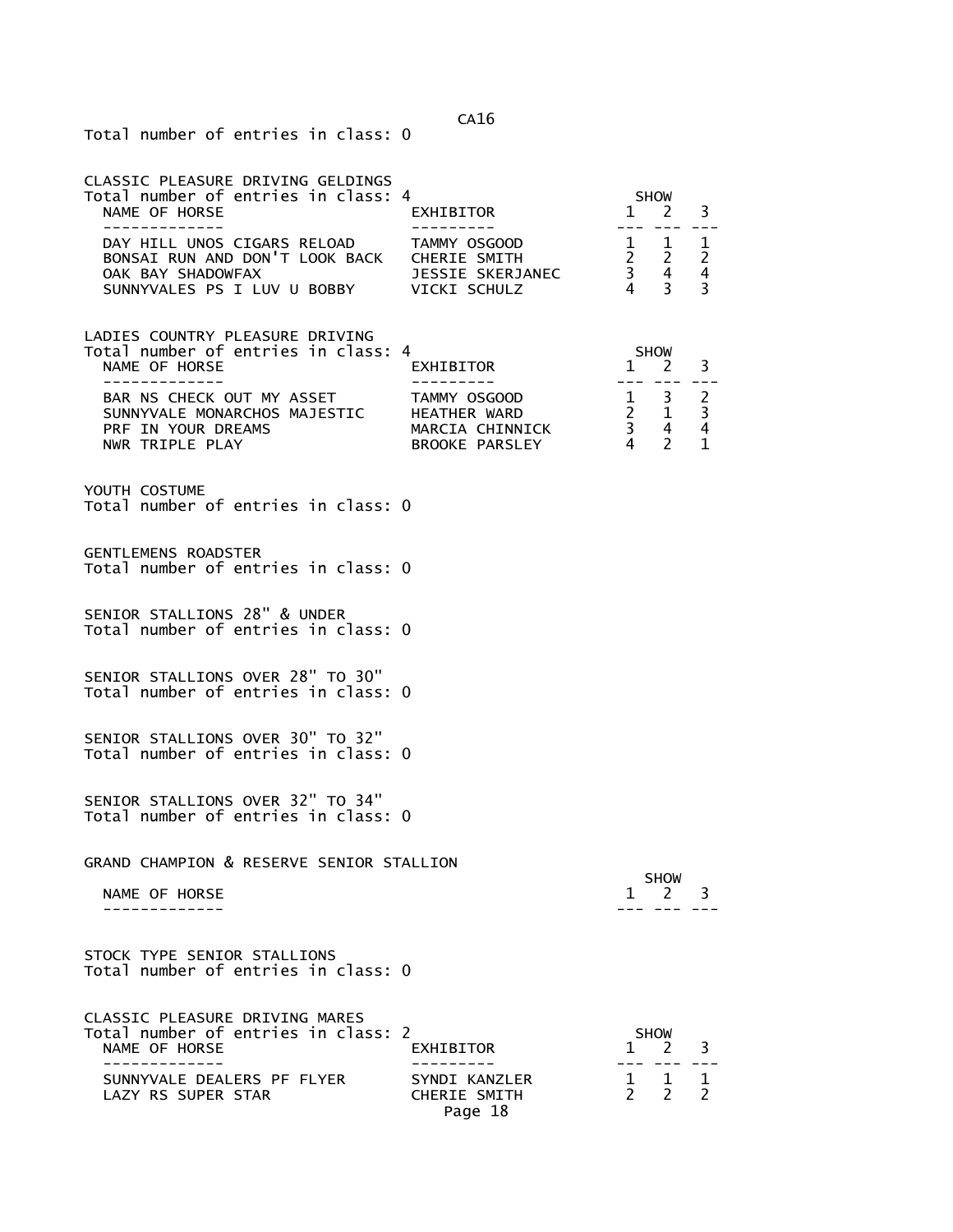CA16

Total number of entries in class: 0

## CLASSIC PLEASURE DRIVING GELDINGS

Total number of entries in class: 4

| NAME OF HORSE | EXHIBITOR | SHOW 1 | 2 | 3 |
|---|---|---|---|---|
| DAY HILL UNOS CIGARS RELOAD | TAMMY OSGOOD | 1 | 1 | 1 |
| BONSAI RUN AND DON'T LOOK BACK | CHERIE SMITH | 2 | 2 | 2 |
| OAK BAY SHADOWFAX | JESSIE SKERJANEC | 3 | 4 | 4 |
| SUNNYVALES PS I LUV U BOBBY | VICKI SCHULZ | 4 | 3 | 3 |

## LADIES COUNTRY PLEASURE DRIVING

Total number of entries in class: 4

| NAME OF HORSE | EXHIBITOR | SHOW 1 | 2 | 3 |
|---|---|---|---|---|
| BAR NS CHECK OUT MY ASSET | TAMMY OSGOOD | 1 | 3 | 2 |
| SUNNYVALE MONARCHOS MAJESTIC | HEATHER WARD | 2 | 1 | 3 |
| PRF IN YOUR DREAMS | MARCIA CHINNICK | 3 | 4 | 4 |
| NWR TRIPLE PLAY | BROOKE PARSLEY | 4 | 2 | 1 |

## YOUTH COSTUME

Total number of entries in class: 0

## GENTLEMENS ROADSTER

Total number of entries in class: 0

## SENIOR STALLIONS 28" & UNDER

Total number of entries in class: 0

## SENIOR STALLIONS OVER 28" TO 30"

Total number of entries in class: 0

## SENIOR STALLIONS OVER 30" TO 32"

Total number of entries in class: 0

## SENIOR STALLIONS OVER 32" TO 34"

Total number of entries in class: 0

## GRAND CHAMPION & RESERVE SENIOR STALLION

| NAME OF HORSE | SHOW 1 | 2 | 3 |
|---|---|---|---|

## STOCK TYPE SENIOR STALLIONS

Total number of entries in class: 0

## CLASSIC PLEASURE DRIVING MARES

Total number of entries in class: 2

| NAME OF HORSE | EXHIBITOR | SHOW 1 | 2 | 3 |
|---|---|---|---|---|
| SUNNYVALE DEALERS PF FLYER | SYNDI KANZLER | 1 | 1 | 1 |
| LAZY RS SUPER STAR | CHERIE SMITH | 2 | 2 | 2 |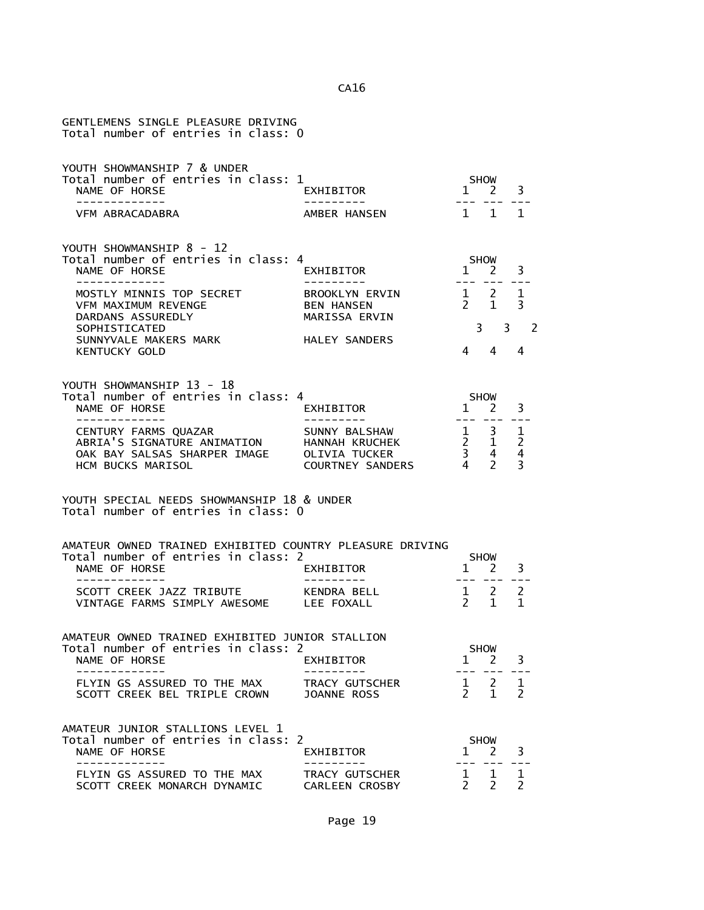CA16

GENTLEMENS SINGLE PLEASURE DRIVING
Total number of entries in class: 0

YOUTH SHOWMANSHIP 7 & UNDER
Total number of entries in class: 1

| NAME OF HORSE | EXHIBITOR | SHOW 1 | 2 | 3 |
|---|---|---|---|---|
| VFM ABRACADABRA | AMBER HANSEN | 1 | 1 | 1 |

YOUTH SHOWMANSHIP 8 - 12
Total number of entries in class: 4

| NAME OF HORSE | EXHIBITOR | SHOW 1 | 2 | 3 |
|---|---|---|---|---|
| MOSTLY MINNIS TOP SECRET | BROOKLYN ERVIN | 1 | 2 | 1 |
| VFM MAXIMUM REVENGE | BEN HANSEN | 2 | 1 | 3 |
| DARDANS ASSUREDLY SOPHISTICATED | MARISSA ERVIN | 3 | 3 | 2 |
| SUNNYVALE MAKERS MARK KENTUCKY GOLD | HALEY SANDERS | 4 | 4 | 4 |

YOUTH SHOWMANSHIP 13 - 18
Total number of entries in class: 4

| NAME OF HORSE | EXHIBITOR | SHOW 1 | 2 | 3 |
|---|---|---|---|---|
| CENTURY FARMS QUAZAR | SUNNY BALSHAW | 1 | 3 | 1 |
| ABRIA'S SIGNATURE ANIMATION | HANNAH KRUCHEK | 2 | 1 | 2 |
| OAK BAY SALSAS SHARPER IMAGE | OLIVIA TUCKER | 3 | 4 | 4 |
| HCM BUCKS MARISOL | COURTNEY SANDERS | 4 | 2 | 3 |

YOUTH SPECIAL NEEDS SHOWMANSHIP 18 & UNDER
Total number of entries in class: 0

AMATEUR OWNED TRAINED EXHIBITED COUNTRY PLEASURE DRIVING
Total number of entries in class: 2

| NAME OF HORSE | EXHIBITOR | SHOW 1 | 2 | 3 |
|---|---|---|---|---|
| SCOTT CREEK JAZZ TRIBUTE | KENDRA BELL | 1 | 2 | 2 |
| VINTAGE FARMS SIMPLY AWESOME | LEE FOXALL | 2 | 1 | 1 |

AMATEUR OWNED TRAINED EXHIBITED JUNIOR STALLION
Total number of entries in class: 2

| NAME OF HORSE | EXHIBITOR | SHOW 1 | 2 | 3 |
|---|---|---|---|---|
| FLYIN GS ASSURED TO THE MAX | TRACY GUTSCHER | 1 | 2 | 1 |
| SCOTT CREEK BEL TRIPLE CROWN | JOANNE ROSS | 2 | 1 | 2 |

AMATEUR JUNIOR STALLIONS LEVEL 1
Total number of entries in class: 2

| NAME OF HORSE | EXHIBITOR | SHOW 1 | 2 | 3 |
|---|---|---|---|---|
| FLYIN GS ASSURED TO THE MAX | TRACY GUTSCHER | 1 | 1 | 1 |
| SCOTT CREEK MONARCH DYNAMIC | CARLEEN CROSBY | 2 | 2 | 2 |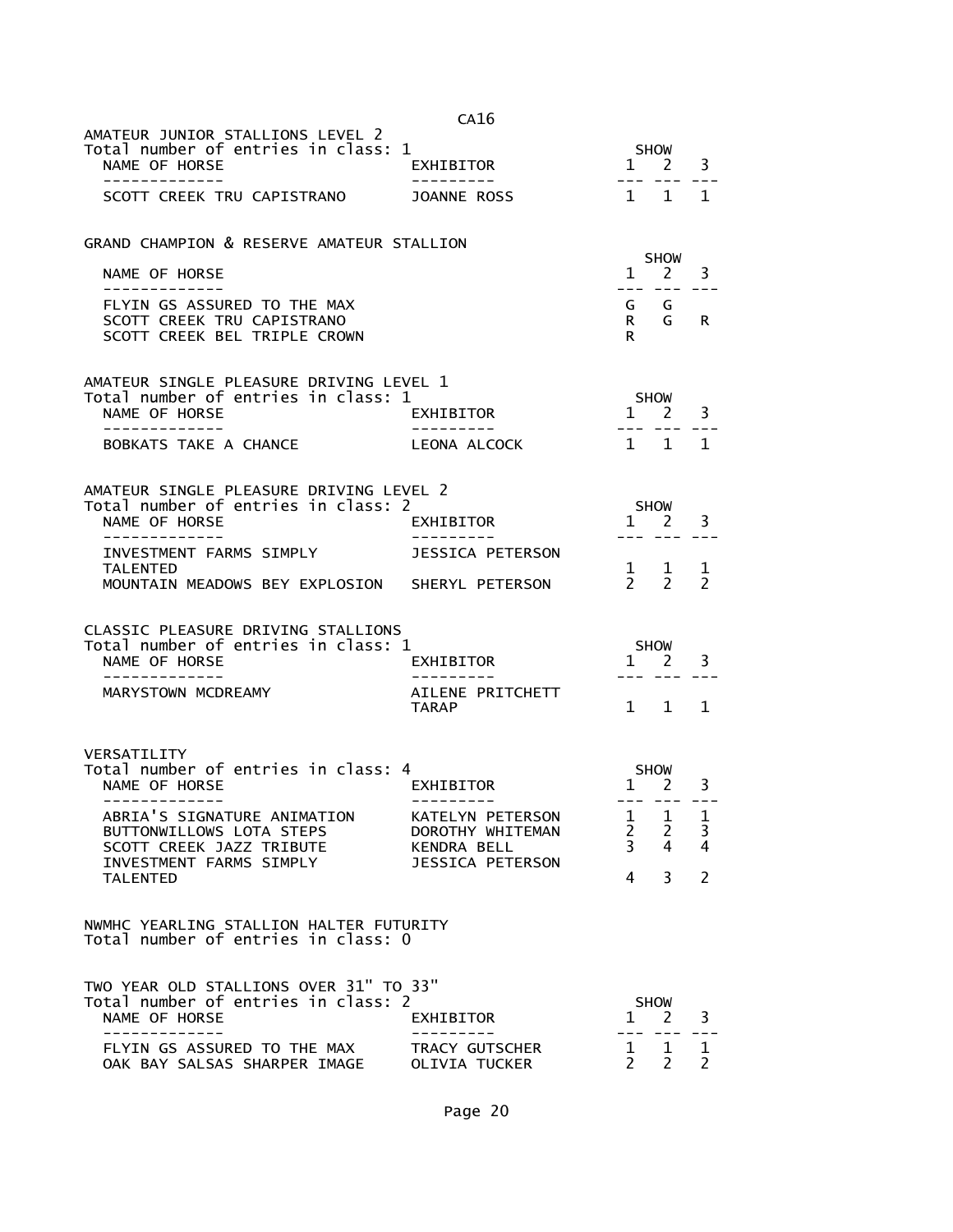CA16

## AMATEUR JUNIOR STALLIONS LEVEL 2

Total number of entries in class: 1

| NAME OF HORSE | EXHIBITOR | SHOW 1 | SHOW 2 | SHOW 3 |
|---|---|---|---|---|
| SCOTT CREEK TRU CAPISTRANO | JOANNE ROSS | 1 | 1 | 1 |

## GRAND CHAMPION & RESERVE AMATEUR STALLION

| NAME OF HORSE | SHOW 1 | SHOW 2 | SHOW 3 |
|---|---|---|---|
| FLYIN GS ASSURED TO THE MAX | G | G | |
| SCOTT CREEK TRU CAPISTRANO | R | G | R |
| SCOTT CREEK BEL TRIPLE CROWN | R | | |

## AMATEUR SINGLE PLEASURE DRIVING LEVEL 1

Total number of entries in class: 1

| NAME OF HORSE | EXHIBITOR | SHOW 1 | SHOW 2 | SHOW 3 |
|---|---|---|---|---|
| BOBKATS TAKE A CHANCE | LEONA ALCOCK | 1 | 1 | 1 |

## AMATEUR SINGLE PLEASURE DRIVING LEVEL 2

Total number of entries in class: 2

| NAME OF HORSE | EXHIBITOR | SHOW 1 | SHOW 2 | SHOW 3 |
|---|---|---|---|---|
| INVESTMENT FARMS SIMPLY TALENTED | JESSICA PETERSON | 1 | 1 | 1 |
| MOUNTAIN MEADOWS BEY EXPLOSION | SHERYL PETERSON | 2 | 2 | 2 |

## CLASSIC PLEASURE DRIVING STALLIONS

Total number of entries in class: 1

| NAME OF HORSE | EXHIBITOR | SHOW 1 | SHOW 2 | SHOW 3 |
|---|---|---|---|---|
| MARYSTOWN MCDREAMY | AILENE PRITCHETT TARAP | 1 | 1 | 1 |

## VERSATILITY

Total number of entries in class: 4

| NAME OF HORSE | EXHIBITOR | SHOW 1 | SHOW 2 | SHOW 3 |
|---|---|---|---|---|
| ABRIA'S SIGNATURE ANIMATION | KATELYN PETERSON | 1 | 1 | 1 |
| BUTTONWILLOWS LOTA STEPS | DOROTHY WHITEMAN | 2 | 2 | 3 |
| SCOTT CREEK JAZZ TRIBUTE | KENDRA BELL | 3 | 4 | 4 |
| INVESTMENT FARMS SIMPLY TALENTED | JESSICA PETERSON | 4 | 3 | 2 |

## NWMHC YEARLING STALLION HALTER FUTURITY

Total number of entries in class: 0

## TWO YEAR OLD STALLIONS OVER 31" TO 33"

Total number of entries in class: 2

| NAME OF HORSE | EXHIBITOR | SHOW 1 | SHOW 2 | SHOW 3 |
|---|---|---|---|---|
| FLYIN GS ASSURED TO THE MAX | TRACY GUTSCHER | 1 | 1 | 1 |
| OAK BAY SALSAS SHARPER IMAGE | OLIVIA TUCKER | 2 | 2 | 2 |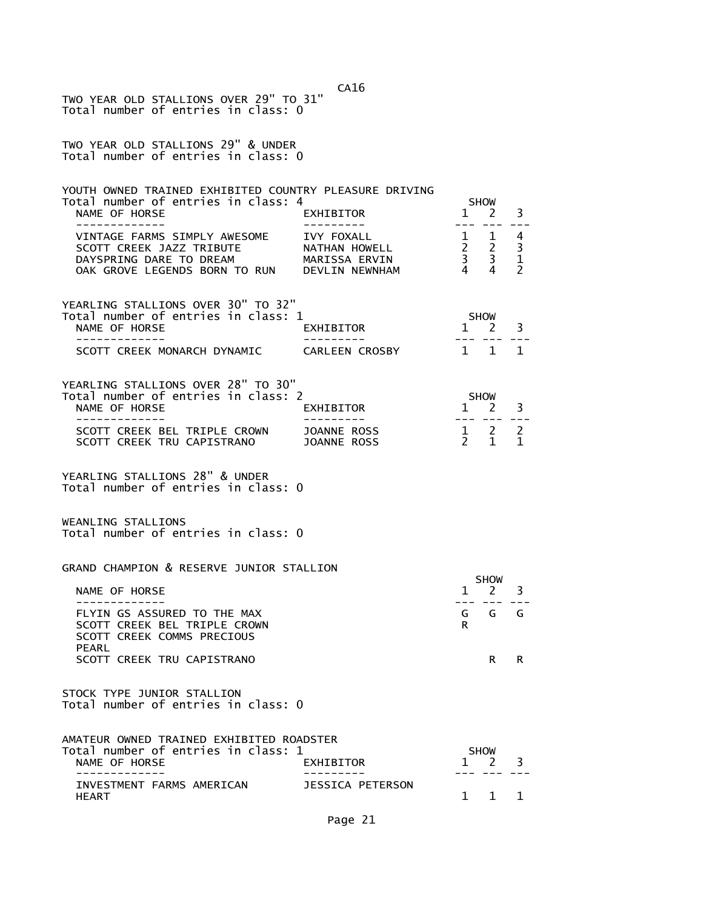CA16

TWO YEAR OLD STALLIONS OVER 29" TO 31"
Total number of entries in class: 0

TWO YEAR OLD STALLIONS 29" & UNDER
Total number of entries in class: 0

YOUTH OWNED TRAINED EXHIBITED COUNTRY PLEASURE DRIVING
Total number of entries in class: 4

| NAME OF HORSE | EXHIBITOR | SHOW 1 | 2 | 3 |
|---|---|---|---|---|
| VINTAGE FARMS SIMPLY AWESOME | IVY FOXALL | 1 | 1 | 4 |
| SCOTT CREEK JAZZ TRIBUTE | NATHAN HOWELL | 2 | 2 | 3 |
| DAYSPRING DARE TO DREAM | MARISSA ERVIN | 3 | 3 | 1 |
| OAK GROVE LEGENDS BORN TO RUN | DEVLIN NEWNHAM | 4 | 4 | 2 |

YEARLING STALLIONS OVER 30" TO 32"
Total number of entries in class: 1

| NAME OF HORSE | EXHIBITOR | SHOW 1 | 2 | 3 |
|---|---|---|---|---|
| SCOTT CREEK MONARCH DYNAMIC | CARLEEN CROSBY | 1 | 1 | 1 |

YEARLING STALLIONS OVER 28" TO 30"
Total number of entries in class: 2

| NAME OF HORSE | EXHIBITOR | SHOW 1 | 2 | 3 |
|---|---|---|---|---|
| SCOTT CREEK BEL TRIPLE CROWN | JOANNE ROSS | 1 | 2 | 2 |
| SCOTT CREEK TRU CAPISTRANO | JOANNE ROSS | 2 | 1 | 1 |

YEARLING STALLIONS 28" & UNDER
Total number of entries in class: 0

WEANLING STALLIONS
Total number of entries in class: 0

GRAND CHAMPION & RESERVE JUNIOR STALLION

| NAME OF HORSE | SHOW 1 | 2 | 3 |
|---|---|---|---|
| FLYIN GS ASSURED TO THE MAX | G | G | G |
| SCOTT CREEK BEL TRIPLE CROWN | R | | |
| SCOTT CREEK COMMS PRECIOUS PEARL | | | |
| SCOTT CREEK TRU CAPISTRANO | | R | R |

STOCK TYPE JUNIOR STALLION
Total number of entries in class: 0

AMATEUR OWNED TRAINED EXHIBITED ROADSTER
Total number of entries in class: 1

| NAME OF HORSE | EXHIBITOR | SHOW 1 | 2 | 3 |
|---|---|---|---|---|
| INVESTMENT FARMS AMERICAN HEART | JESSICA PETERSON | 1 | 1 | 1 |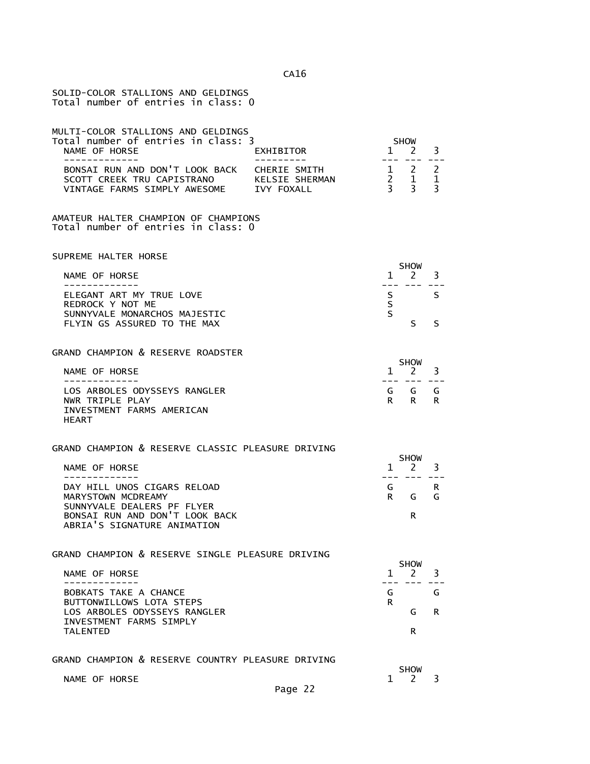CA16

SOLID-COLOR STALLIONS AND GELDINGS
Total number of entries in class: 0

MULTI-COLOR STALLIONS AND GELDINGS
Total number of entries in class: 3

| NAME OF HORSE | EXHIBITOR | SHOW 1 | 2 | 3 |
| --- | --- | --- | --- | --- |
| BONSAI RUN AND DON'T LOOK BACK | CHERIE SMITH | 1 | 2 | 2 |
| SCOTT CREEK TRU CAPISTRANO | KELSIE SHERMAN | 2 | 1 | 1 |
| VINTAGE FARMS SIMPLY AWESOME | IVY FOXALL | 3 | 3 | 3 |

AMATEUR HALTER CHAMPION OF CHAMPIONS
Total number of entries in class: 0

SUPREME HALTER HORSE

| NAME OF HORSE | SHOW 1 | 2 | 3 |
| --- | --- | --- | --- |
| ELEGANT ART MY TRUE LOVE | S | | S |
| REDROCK Y NOT ME | S | | |
| SUNNYVALE MONARCHOS MAJESTIC | S | | |
| FLYIN GS ASSURED TO THE MAX | | S | S |

GRAND CHAMPION & RESERVE ROADSTER

| NAME OF HORSE | SHOW 1 | 2 | 3 |
| --- | --- | --- | --- |
| LOS ARBOLES ODYSSEYS RANGLER | G | G | G |
| NWR TRIPLE PLAY | R | R | R |
| INVESTMENT FARMS AMERICAN HEART | | | |

GRAND CHAMPION & RESERVE CLASSIC PLEASURE DRIVING

| NAME OF HORSE | SHOW 1 | 2 | 3 |
| --- | --- | --- | --- |
| DAY HILL UNOS CIGARS RELOAD | G | | R |
| MARYSTOWN MCDREAMY | R | G | G |
| SUNNYVALE DEALERS PF FLYER | | | |
| BONSAI RUN AND DON'T LOOK BACK | | R | |
| ABRIA'S SIGNATURE ANIMATION | | | |

GRAND CHAMPION & RESERVE SINGLE PLEASURE DRIVING

| NAME OF HORSE | SHOW 1 | 2 | 3 |
| --- | --- | --- | --- |
| BOBKATS TAKE A CHANCE | G | | G |
| BUTTONWILLOWS LOTA STEPS | R | | |
| LOS ARBOLES ODYSSEYS RANGLER | | G | R |
| INVESTMENT FARMS SIMPLY TALENTED | | R | |

GRAND CHAMPION & RESERVE COUNTRY PLEASURE DRIVING

| NAME OF HORSE | SHOW 1 | 2 | 3 |
| --- | --- | --- | --- |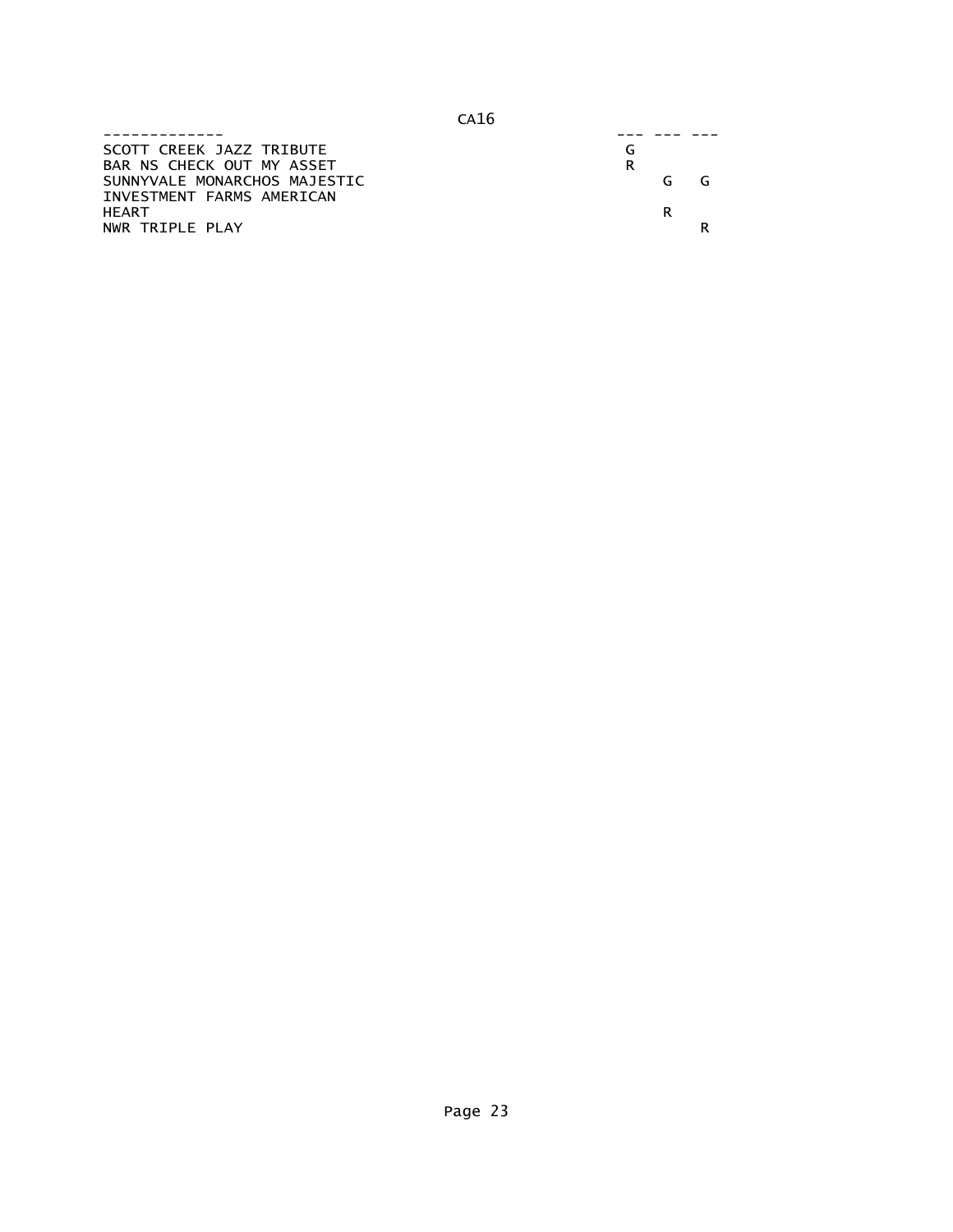CA16

| | | | |
| --- | --- | --- | --- |
| SCOTT CREEK JAZZ TRIBUTE | G | | |
| BAR NS CHECK OUT MY ASSET | R | | |
| SUNNYVALE MONARCHOS MAJESTIC | | G | G |
| INVESTMENT FARMS AMERICAN HEART | | R | |
| NWR TRIPLE PLAY | | | R |